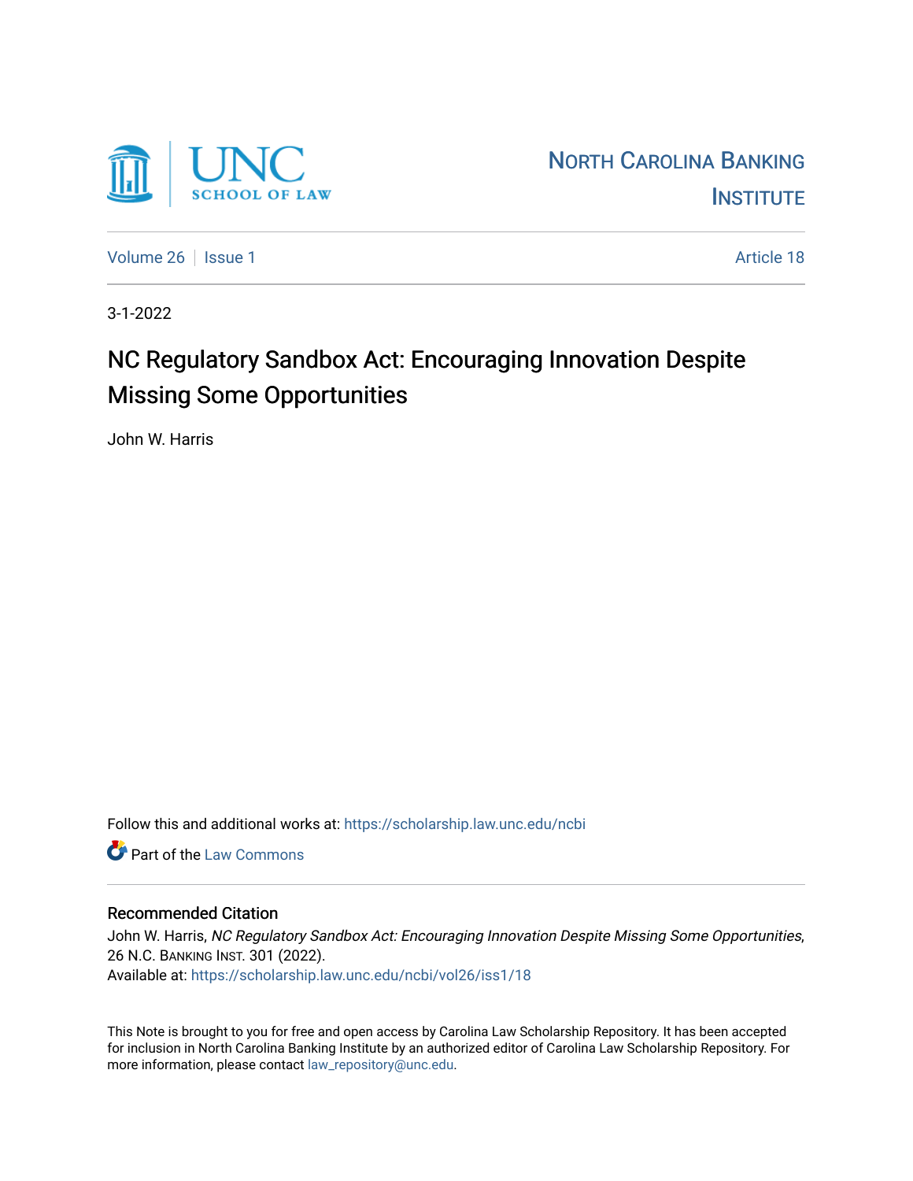UNC SCHOOL OF LAW

NORTH CAROLINA BANKING INSTITUTE

Volume 26 | Issue 1 — Article 18

3-1-2022

# NC Regulatory Sandbox Act: Encouraging Innovation Despite Missing Some Opportunities

John W. Harris

Follow this and additional works at: https://scholarship.law.unc.edu/ncbi

Part of the Law Commons

## Recommended Citation

John W. Harris, *NC Regulatory Sandbox Act: Encouraging Innovation Despite Missing Some Opportunities*, 26 N.C. BANKING INST. 301 (2022).
Available at: https://scholarship.law.unc.edu/ncbi/vol26/iss1/18

This Note is brought to you for free and open access by Carolina Law Scholarship Repository. It has been accepted for inclusion in North Carolina Banking Institute by an authorized editor of Carolina Law Scholarship Repository. For more information, please contact law_repository@unc.edu.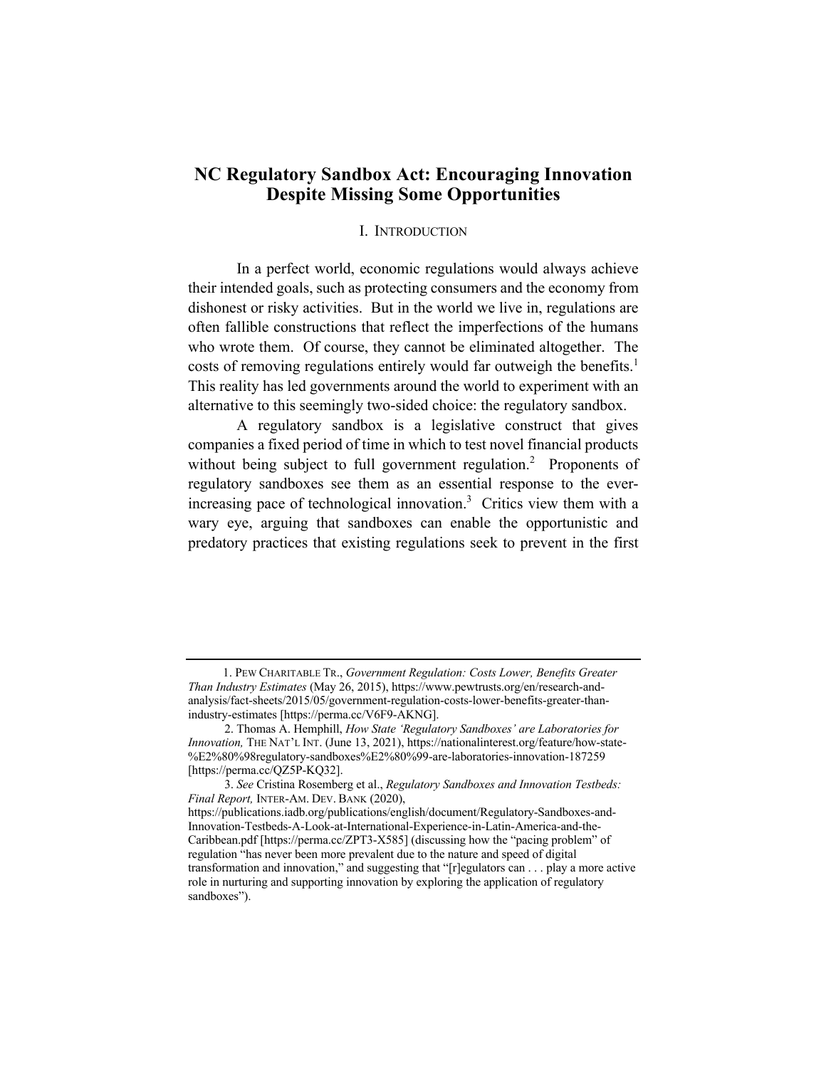# NC Regulatory Sandbox Act: Encouraging Innovation Despite Missing Some Opportunities

## I. INTRODUCTION

In a perfect world, economic regulations would always achieve their intended goals, such as protecting consumers and the economy from dishonest or risky activities. But in the world we live in, regulations are often fallible constructions that reflect the imperfections of the humans who wrote them. Of course, they cannot be eliminated altogether. The costs of removing regulations entirely would far outweigh the benefits.[1] This reality has led governments around the world to experiment with an alternative to this seemingly two-sided choice: the regulatory sandbox.

A regulatory sandbox is a legislative construct that gives companies a fixed period of time in which to test novel financial products without being subject to full government regulation.[2] Proponents of regulatory sandboxes see them as an essential response to the ever-increasing pace of technological innovation.[3] Critics view them with a wary eye, arguing that sandboxes can enable the opportunistic and predatory practices that existing regulations seek to prevent in the first

---

1. PEW CHARITABLE TR., *Government Regulation: Costs Lower, Benefits Greater Than Industry Estimates* (May 26, 2015), https://www.pewtrusts.org/en/research-and-analysis/fact-sheets/2015/05/government-regulation-costs-lower-benefits-greater-than-industry-estimates [https://perma.cc/V6F9-AKNG].

2. Thomas A. Hemphill, *How State 'Regulatory Sandboxes' are Laboratories for Innovation,* THE NAT'L INT. (June 13, 2021), https://nationalinterest.org/feature/how-state-%E2%80%98regulatory-sandboxes%E2%80%99-are-laboratories-innovation-187259 [https://perma.cc/QZ5P-KQ32].

3. *See* Cristina Rosemberg et al., *Regulatory Sandboxes and Innovation Testbeds: Final Report,* INTER-AM. DEV. BANK (2020), https://publications.iadb.org/publications/english/document/Regulatory-Sandboxes-and-Innovation-Testbeds-A-Look-at-International-Experience-in-Latin-America-and-the-Caribbean.pdf [https://perma.cc/ZPT3-X585] (discussing how the "pacing problem" of regulation "has never been more prevalent due to the nature and speed of digital transformation and innovation," and suggesting that "[r]egulators can . . . play a more active role in nurturing and supporting innovation by exploring the application of regulatory sandboxes").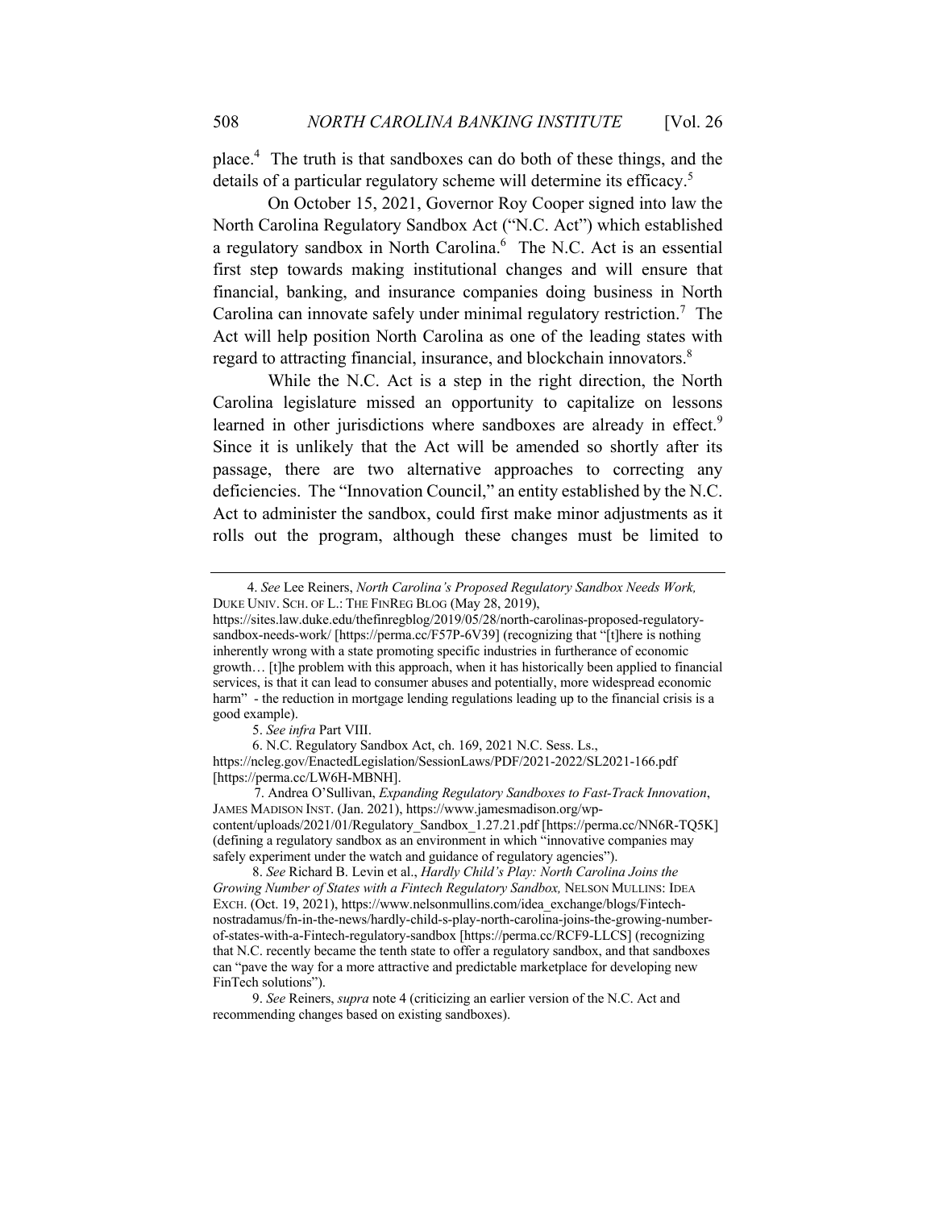place.[4] The truth is that sandboxes can do both of these things, and the details of a particular regulatory scheme will determine its efficacy.[5]

On October 15, 2021, Governor Roy Cooper signed into law the North Carolina Regulatory Sandbox Act ("N.C. Act") which established a regulatory sandbox in North Carolina.[6] The N.C. Act is an essential first step towards making institutional changes and will ensure that financial, banking, and insurance companies doing business in North Carolina can innovate safely under minimal regulatory restriction.[7] The Act will help position North Carolina as one of the leading states with regard to attracting financial, insurance, and blockchain innovators.[8]

While the N.C. Act is a step in the right direction, the North Carolina legislature missed an opportunity to capitalize on lessons learned in other jurisdictions where sandboxes are already in effect.[9] Since it is unlikely that the Act will be amended so shortly after its passage, there are two alternative approaches to correcting any deficiencies. The "Innovation Council," an entity established by the N.C. Act to administer the sandbox, could first make minor adjustments as it rolls out the program, although these changes must be limited to

---

4. *See* Lee Reiners, *North Carolina's Proposed Regulatory Sandbox Needs Work,* DUKE UNIV. SCH. OF L.: THE FINREG BLOG (May 28, 2019), https://sites.law.duke.edu/thefinregblog/2019/05/28/north-carolinas-proposed-regulatory-sandbox-needs-work/ [https://perma.cc/F57P-6V39] (recognizing that "[t]here is nothing inherently wrong with a state promoting specific industries in furtherance of economic growth… [t]he problem with this approach, when it has historically been applied to financial services, is that it can lead to consumer abuses and potentially, more widespread economic harm" - the reduction in mortgage lending regulations leading up to the financial crisis is a good example).

5. *See infra* Part VIII.

6. N.C. Regulatory Sandbox Act, ch. 169, 2021 N.C. Sess. Ls., https://ncleg.gov/EnactedLegislation/SessionLaws/PDF/2021-2022/SL2021-166.pdf [https://perma.cc/LW6H-MBNH].

7. Andrea O'Sullivan, *Expanding Regulatory Sandboxes to Fast-Track Innovation*, JAMES MADISON INST. (Jan. 2021), https://www.jamesmadison.org/wp-content/uploads/2021/01/Regulatory_Sandbox_1.27.21.pdf [https://perma.cc/NN6R-TQ5K] (defining a regulatory sandbox as an environment in which "innovative companies may safely experiment under the watch and guidance of regulatory agencies").

8. *See* Richard B. Levin et al., *Hardly Child's Play: North Carolina Joins the Growing Number of States with a Fintech Regulatory Sandbox,* NELSON MULLINS: IDEA EXCH. (Oct. 19, 2021), https://www.nelsonmullins.com/idea_exchange/blogs/Fintech-nostradamus/fn-in-the-news/hardly-child-s-play-north-carolina-joins-the-growing-number-of-states-with-a-Fintech-regulatory-sandbox [https://perma.cc/RCF9-LLCS] (recognizing that N.C. recently became the tenth state to offer a regulatory sandbox, and that sandboxes can "pave the way for a more attractive and predictable marketplace for developing new FinTech solutions").

9. *See* Reiners, *supra* note 4 (criticizing an earlier version of the N.C. Act and recommending changes based on existing sandboxes).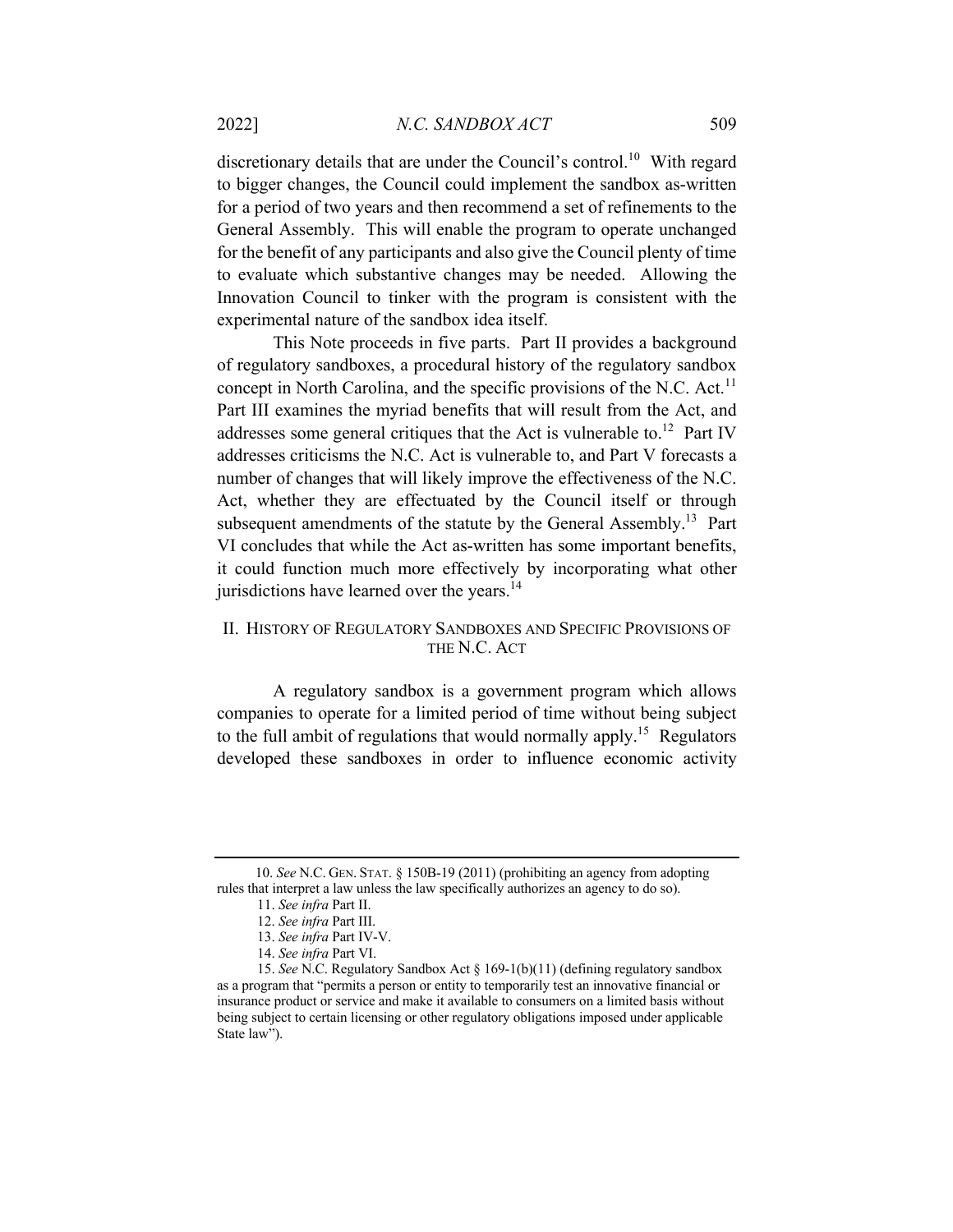discretionary details that are under the Council's control.[10] With regard to bigger changes, the Council could implement the sandbox as-written for a period of two years and then recommend a set of refinements to the General Assembly. This will enable the program to operate unchanged for the benefit of any participants and also give the Council plenty of time to evaluate which substantive changes may be needed. Allowing the Innovation Council to tinker with the program is consistent with the experimental nature of the sandbox idea itself.

This Note proceeds in five parts. Part II provides a background of regulatory sandboxes, a procedural history of the regulatory sandbox concept in North Carolina, and the specific provisions of the N.C. Act.[11] Part III examines the myriad benefits that will result from the Act, and addresses some general critiques that the Act is vulnerable to.[12] Part IV addresses criticisms the N.C. Act is vulnerable to, and Part V forecasts a number of changes that will likely improve the effectiveness of the N.C. Act, whether they are effectuated by the Council itself or through subsequent amendments of the statute by the General Assembly.[13] Part VI concludes that while the Act as-written has some important benefits, it could function much more effectively by incorporating what other jurisdictions have learned over the years.[14]

## II. HISTORY OF REGULATORY SANDBOXES AND SPECIFIC PROVISIONS OF THE N.C. ACT

A regulatory sandbox is a government program which allows companies to operate for a limited period of time without being subject to the full ambit of regulations that would normally apply.[15] Regulators developed these sandboxes in order to influence economic activity

---

10. *See* N.C. GEN. STAT. § 150B-19 (2011) (prohibiting an agency from adopting rules that interpret a law unless the law specifically authorizes an agency to do so).

11. *See infra* Part II.

12. *See infra* Part III.

13. *See infra* Part IV-V.

14. *See infra* Part VI.

15. *See* N.C. Regulatory Sandbox Act § 169-1(b)(11) (defining regulatory sandbox as a program that "permits a person or entity to temporarily test an innovative financial or insurance product or service and make it available to consumers on a limited basis without being subject to certain licensing or other regulatory obligations imposed under applicable State law").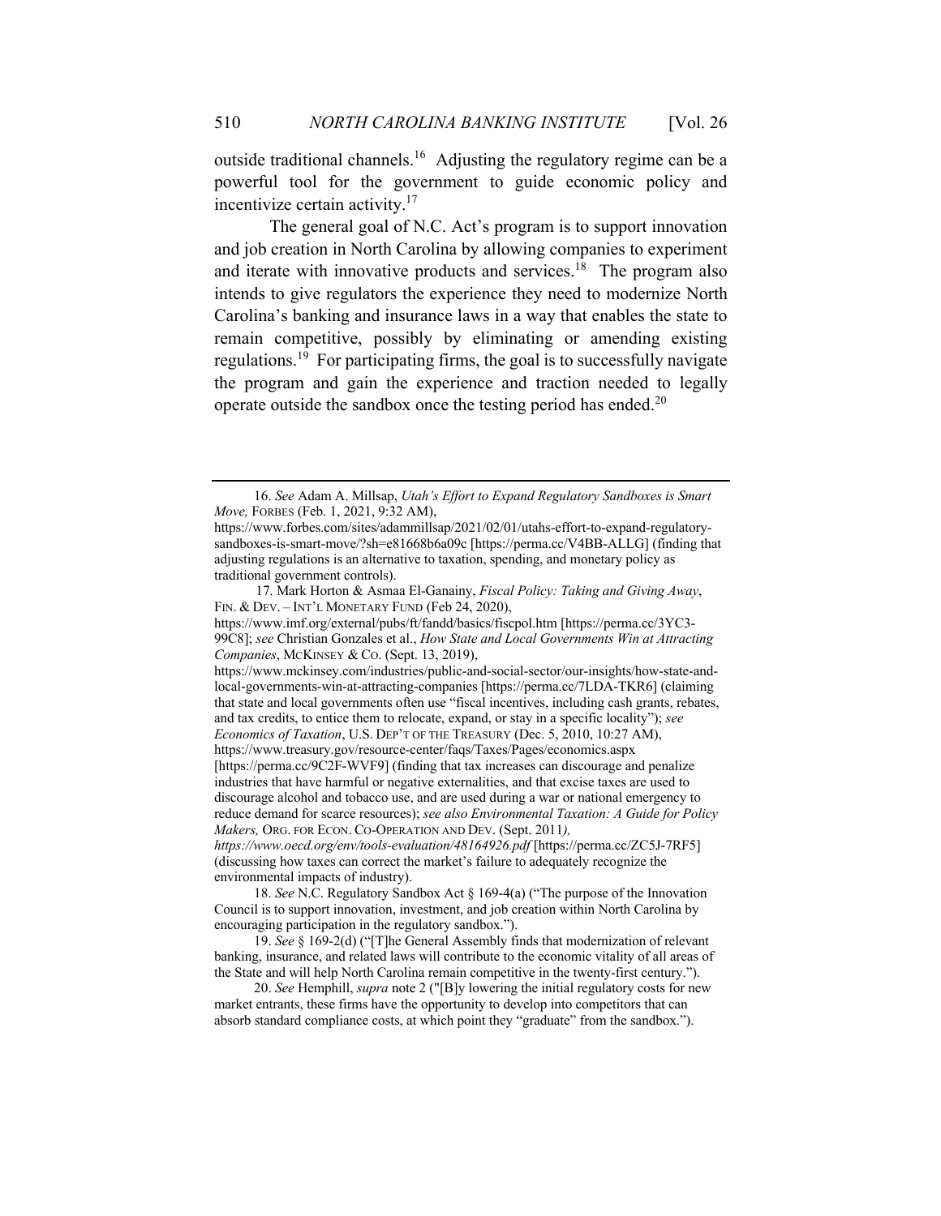outside traditional channels.[16] Adjusting the regulatory regime can be a powerful tool for the government to guide economic policy and incentivize certain activity.[17]

The general goal of N.C. Act's program is to support innovation and job creation in North Carolina by allowing companies to experiment and iterate with innovative products and services.[18] The program also intends to give regulators the experience they need to modernize North Carolina's banking and insurance laws in a way that enables the state to remain competitive, possibly by eliminating or amending existing regulations.[19] For participating firms, the goal is to successfully navigate the program and gain the experience and traction needed to legally operate outside the sandbox once the testing period has ended.[20]

---

16. *See* Adam A. Millsap, *Utah's Effort to Expand Regulatory Sandboxes is Smart Move,* FORBES (Feb. 1, 2021, 9:32 AM), https://www.forbes.com/sites/adammillsap/2021/02/01/utahs-effort-to-expand-regulatory-sandboxes-is-smart-move/?sh=e81668b6a09c [https://perma.cc/V4BB-ALLG] (finding that adjusting regulations is an alternative to taxation, spending, and monetary policy as traditional government controls).

17. Mark Horton & Asmaa El-Ganainy, *Fiscal Policy: Taking and Giving Away*, FIN. & DEV. – INT'L MONETARY FUND (Feb 24, 2020), https://www.imf.org/external/pubs/ft/fandd/basics/fiscpol.htm [https://perma.cc/3YC3-99C8]; *see* Christian Gonzales et al., *How State and Local Governments Win at Attracting Companies*, MCKINSEY & CO. (Sept. 13, 2019), https://www.mckinsey.com/industries/public-and-social-sector/our-insights/how-state-and-local-governments-win-at-attracting-companies [https://perma.cc/7LDA-TKR6] (claiming that state and local governments often use "fiscal incentives, including cash grants, rebates, and tax credits, to entice them to relocate, expand, or stay in a specific locality"); *see Economics of Taxation*, U.S. DEP'T OF THE TREASURY (Dec. 5, 2010, 10:27 AM), https://www.treasury.gov/resource-center/faqs/Taxes/Pages/economics.aspx [https://perma.cc/9C2F-WVF9] (finding that tax increases can discourage and penalize industries that have harmful or negative externalities, and that excise taxes are used to discourage alcohol and tobacco use, and are used during a war or national emergency to reduce demand for scarce resources); *see also Environmental Taxation: A Guide for Policy Makers,* ORG. FOR ECON. CO-OPERATION AND DEV. (Sept. 2011*), https://www.oecd.org/env/tools-evaluation/48164926.pdf* [https://perma.cc/ZC5J-7RF5] (discussing how taxes can correct the market's failure to adequately recognize the environmental impacts of industry).

18. *See* N.C. Regulatory Sandbox Act § 169-4(a) ("The purpose of the Innovation Council is to support innovation, investment, and job creation within North Carolina by encouraging participation in the regulatory sandbox.").

19. *See* § 169-2(d) ("[T]he General Assembly finds that modernization of relevant banking, insurance, and related laws will contribute to the economic vitality of all areas of the State and will help North Carolina remain competitive in the twenty-first century.").

20. *See* Hemphill, *supra* note 2 ("[B]y lowering the initial regulatory costs for new market entrants, these firms have the opportunity to develop into competitors that can absorb standard compliance costs, at which point they "graduate" from the sandbox.").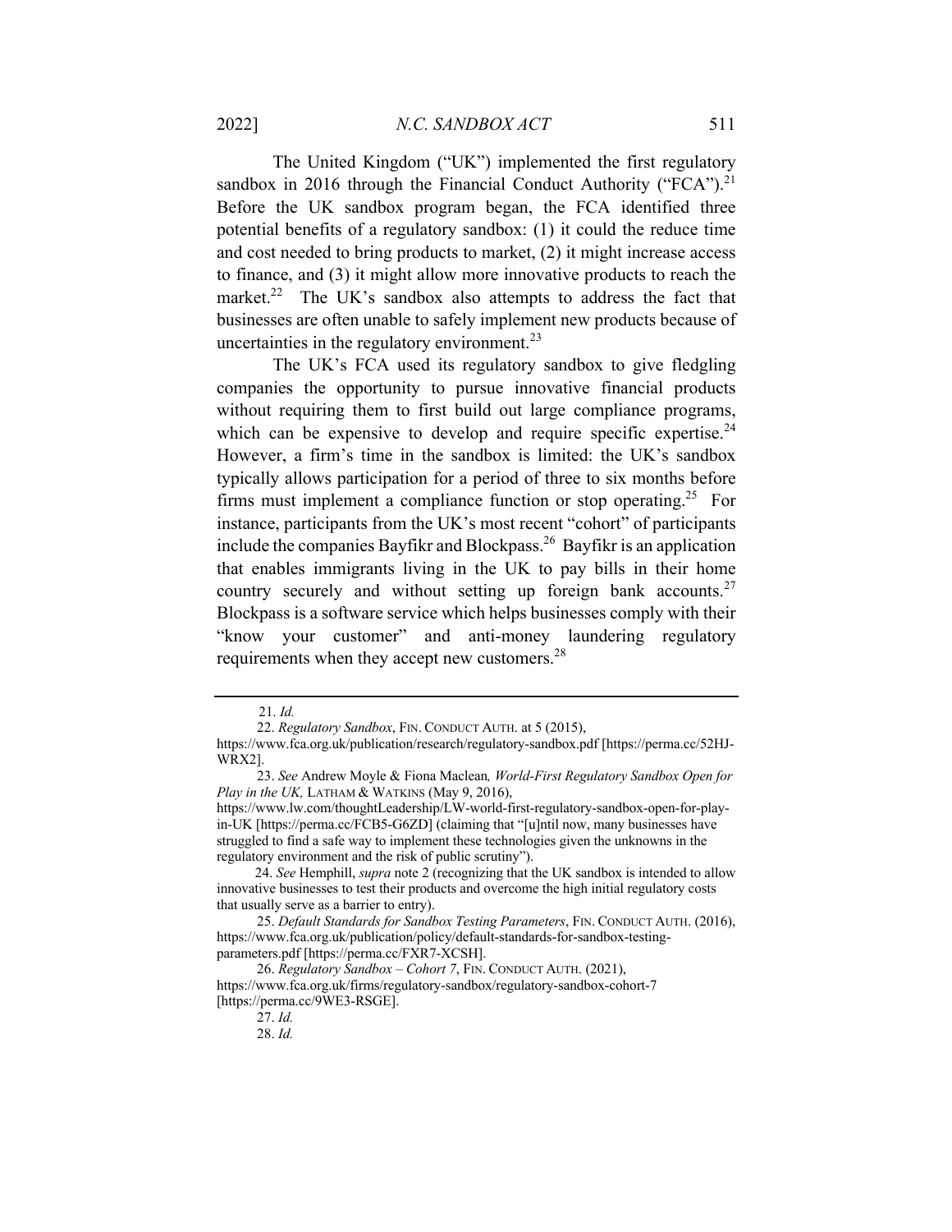The United Kingdom ("UK") implemented the first regulatory sandbox in 2016 through the Financial Conduct Authority ("FCA").[21] Before the UK sandbox program began, the FCA identified three potential benefits of a regulatory sandbox: (1) it could the reduce time and cost needed to bring products to market, (2) it might increase access to finance, and (3) it might allow more innovative products to reach the market.[22] The UK's sandbox also attempts to address the fact that businesses are often unable to safely implement new products because of uncertainties in the regulatory environment.[23]

The UK's FCA used its regulatory sandbox to give fledgling companies the opportunity to pursue innovative financial products without requiring them to first build out large compliance programs, which can be expensive to develop and require specific expertise.[24] However, a firm's time in the sandbox is limited: the UK's sandbox typically allows participation for a period of three to six months before firms must implement a compliance function or stop operating.[25] For instance, participants from the UK's most recent "cohort" of participants include the companies Bayfikr and Blockpass.[26] Bayfikr is an application that enables immigrants living in the UK to pay bills in their home country securely and without setting up foreign bank accounts.[27] Blockpass is a software service which helps businesses comply with their "know your customer" and anti-money laundering regulatory requirements when they accept new customers.[28]

---

21. *Id.*

22. *Regulatory Sandbox*, FIN. CONDUCT AUTH. at 5 (2015), https://www.fca.org.uk/publication/research/regulatory-sandbox.pdf [https://perma.cc/52HJ-WRX2].

23. *See* Andrew Moyle & Fiona Maclean*, World-First Regulatory Sandbox Open for Play in the UK,* LATHAM & WATKINS (May 9, 2016), https://www.lw.com/thoughtLeadership/LW-world-first-regulatory-sandbox-open-for-play-in-UK [https://perma.cc/FCB5-G6ZD] (claiming that "[u]ntil now, many businesses have struggled to find a safe way to implement these technologies given the unknowns in the regulatory environment and the risk of public scrutiny").

24. *See* Hemphill, *supra* note 2 (recognizing that the UK sandbox is intended to allow innovative businesses to test their products and overcome the high initial regulatory costs that usually serve as a barrier to entry).

25. *Default Standards for Sandbox Testing Parameters*, FIN. CONDUCT AUTH. (2016), https://www.fca.org.uk/publication/policy/default-standards-for-sandbox-testing-parameters.pdf [https://perma.cc/FXR7-XCSH].

26. *Regulatory Sandbox – Cohort 7*, FIN. CONDUCT AUTH. (2021), https://www.fca.org.uk/firms/regulatory-sandbox/regulatory-sandbox-cohort-7 [https://perma.cc/9WE3-RSGE].

27. *Id.*

28. *Id.*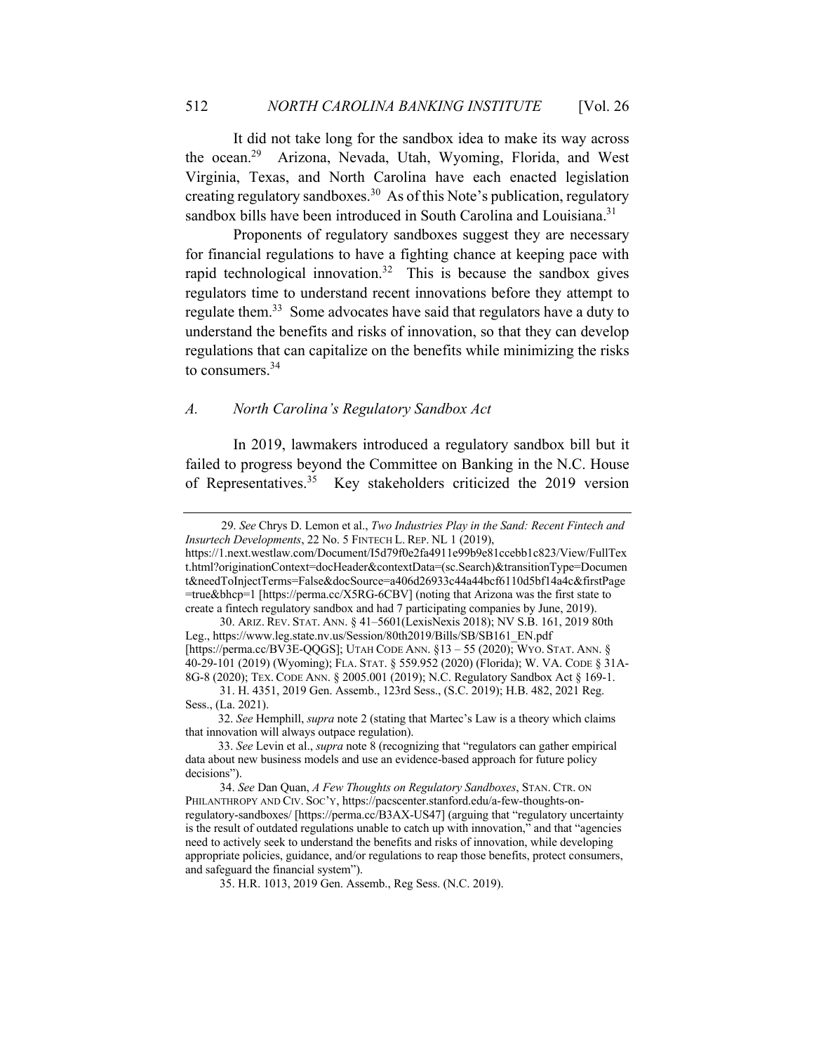It did not take long for the sandbox idea to make its way across the ocean.[29] Arizona, Nevada, Utah, Wyoming, Florida, and West Virginia, Texas, and North Carolina have each enacted legislation creating regulatory sandboxes.[30] As of this Note's publication, regulatory sandbox bills have been introduced in South Carolina and Louisiana.[31]

Proponents of regulatory sandboxes suggest they are necessary for financial regulations to have a fighting chance at keeping pace with rapid technological innovation.[32] This is because the sandbox gives regulators time to understand recent innovations before they attempt to regulate them.[33] Some advocates have said that regulators have a duty to understand the benefits and risks of innovation, so that they can develop regulations that can capitalize on the benefits while minimizing the risks to consumers.[34]

### *A. North Carolina's Regulatory Sandbox Act*

In 2019, lawmakers introduced a regulatory sandbox bill but it failed to progress beyond the Committee on Banking in the N.C. House of Representatives.[35] Key stakeholders criticized the 2019 version

---

29. *See* Chrys D. Lemon et al., *Two Industries Play in the Sand: Recent Fintech and Insurtech Developments*, 22 No. 5 FINTECH L. REP. NL 1 (2019), https://1.next.westlaw.com/Document/I5d79f0e2fa4911e99b9e81ccebb1c823/View/FullText.html?originationContext=docHeader&contextData=(sc.Search)&transitionType=Document&needToInjectTerms=False&docSource=a406d26933c44a44bcf6110d5bf14a4c&firstPage=true&bhcp=1 [https://perma.cc/X5RG-6CBV] (noting that Arizona was the first state to create a fintech regulatory sandbox and had 7 participating companies by June, 2019).

30. ARIZ. REV. STAT. ANN. § 41–5601(LexisNexis 2018); NV S.B. 161, 2019 80th Leg., https://www.leg.state.nv.us/Session/80th2019/Bills/SB/SB161_EN.pdf [https://perma.cc/BV3E-QQGS]; UTAH CODE ANN. §13 – 55 (2020); WYO. STAT. ANN. § 40-29-101 (2019) (Wyoming); FLA. STAT. § 559.952 (2020) (Florida); W. VA. CODE § 31A-8G-8 (2020); TEX. CODE ANN. § 2005.001 (2019); N.C. Regulatory Sandbox Act § 169-1.

31. H. 4351, 2019 Gen. Assemb., 123rd Sess., (S.C. 2019); H.B. 482, 2021 Reg. Sess., (La. 2021).

32. *See* Hemphill, *supra* note 2 (stating that Martec's Law is a theory which claims that innovation will always outpace regulation).

33. *See* Levin et al., *supra* note 8 (recognizing that "regulators can gather empirical data about new business models and use an evidence-based approach for future policy decisions").

34. *See* Dan Quan, *A Few Thoughts on Regulatory Sandboxes*, STAN. CTR. ON PHILANTHROPY AND CIV. SOC'Y, https://pacscenter.stanford.edu/a-few-thoughts-on-regulatory-sandboxes/ [https://perma.cc/B3AX-US47] (arguing that "regulatory uncertainty is the result of outdated regulations unable to catch up with innovation," and that "agencies need to actively seek to understand the benefits and risks of innovation, while developing appropriate policies, guidance, and/or regulations to reap those benefits, protect consumers, and safeguard the financial system").

35. H.R. 1013, 2019 Gen. Assemb., Reg Sess. (N.C. 2019).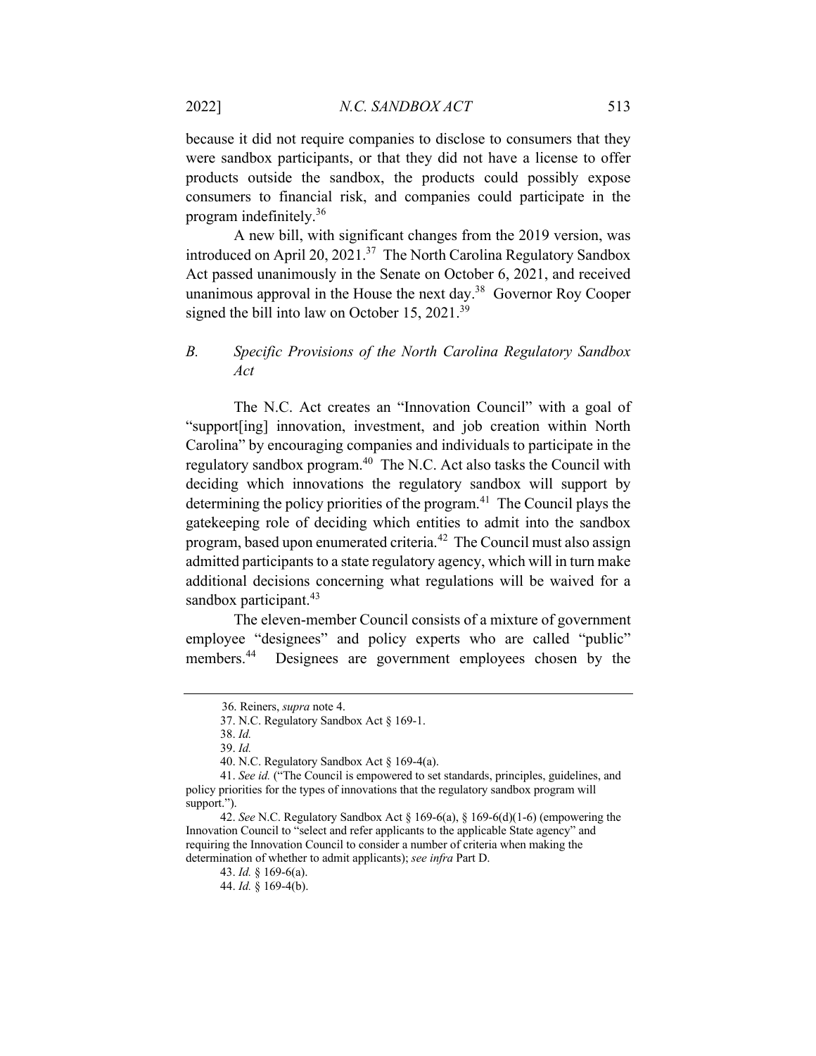because it did not require companies to disclose to consumers that they were sandbox participants, or that they did not have a license to offer products outside the sandbox, the products could possibly expose consumers to financial risk, and companies could participate in the program indefinitely.[36]

A new bill, with significant changes from the 2019 version, was introduced on April 20, 2021.[37] The North Carolina Regulatory Sandbox Act passed unanimously in the Senate on October 6, 2021, and received unanimous approval in the House the next day.[38] Governor Roy Cooper signed the bill into law on October 15, 2021.[39]

### B. *Specific Provisions of the North Carolina Regulatory Sandbox Act*

The N.C. Act creates an "Innovation Council" with a goal of "support[ing] innovation, investment, and job creation within North Carolina" by encouraging companies and individuals to participate in the regulatory sandbox program.[40] The N.C. Act also tasks the Council with deciding which innovations the regulatory sandbox will support by determining the policy priorities of the program.[41] The Council plays the gatekeeping role of deciding which entities to admit into the sandbox program, based upon enumerated criteria.[42] The Council must also assign admitted participants to a state regulatory agency, which will in turn make additional decisions concerning what regulations will be waived for a sandbox participant.[43]

The eleven-member Council consists of a mixture of government employee "designees" and policy experts who are called "public" members.[44] Designees are government employees chosen by the

---

36. Reiners, *supra* note 4.

37. N.C. Regulatory Sandbox Act § 169-1.

38. *Id.*

39. *Id.*

40. N.C. Regulatory Sandbox Act § 169-4(a).

41. *See id.* ("The Council is empowered to set standards, principles, guidelines, and policy priorities for the types of innovations that the regulatory sandbox program will support.").

42. *See* N.C. Regulatory Sandbox Act § 169-6(a), § 169-6(d)(1-6) (empowering the Innovation Council to "select and refer applicants to the applicable State agency" and requiring the Innovation Council to consider a number of criteria when making the determination of whether to admit applicants); *see infra* Part D.

43. *Id.* § 169-6(a).

44. *Id.* § 169-4(b).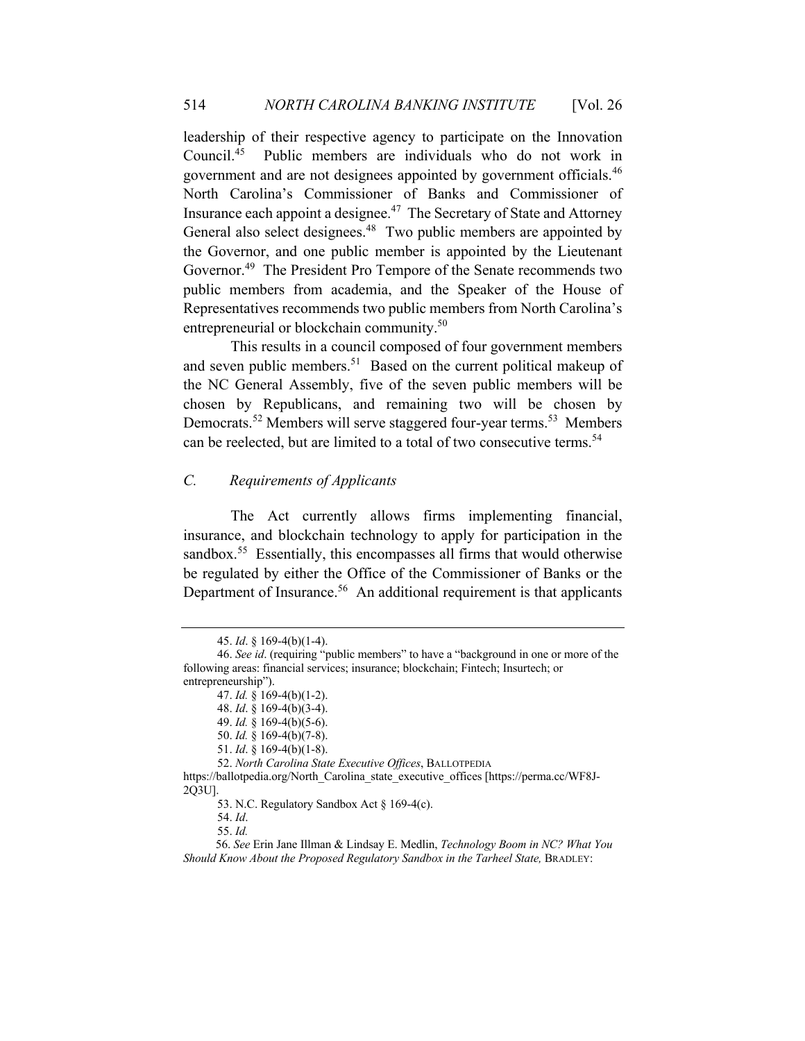leadership of their respective agency to participate on the Innovation Council.[45] Public members are individuals who do not work in government and are not designees appointed by government officials.[46] North Carolina's Commissioner of Banks and Commissioner of Insurance each appoint a designee.[47] The Secretary of State and Attorney General also select designees.[48] Two public members are appointed by the Governor, and one public member is appointed by the Lieutenant Governor.[49] The President Pro Tempore of the Senate recommends two public members from academia, and the Speaker of the House of Representatives recommends two public members from North Carolina's entrepreneurial or blockchain community.[50]

This results in a council composed of four government members and seven public members.[51] Based on the current political makeup of the NC General Assembly, five of the seven public members will be chosen by Republicans, and remaining two will be chosen by Democrats.[52] Members will serve staggered four-year terms.[53] Members can be reelected, but are limited to a total of two consecutive terms.[54]

### C. *Requirements of Applicants*

The Act currently allows firms implementing financial, insurance, and blockchain technology to apply for participation in the sandbox.[55] Essentially, this encompasses all firms that would otherwise be regulated by either the Office of the Commissioner of Banks or the Department of Insurance.[56] An additional requirement is that applicants

---

45. *Id*. § 169-4(b)(1-4).

46. *See id*. (requiring "public members" to have a "background in one or more of the following areas: financial services; insurance; blockchain; Fintech; Insurtech; or entrepreneurship").

47. *Id.* § 169-4(b)(1-2).

48. *Id*. § 169-4(b)(3-4).

49. *Id.* § 169-4(b)(5-6).

50. *Id.* § 169-4(b)(7-8).

51. *Id*. § 169-4(b)(1-8).

52. *North Carolina State Executive Offices*, BALLOTPEDIA https://ballotpedia.org/North_Carolina_state_executive_offices [https://perma.cc/WF8J-2Q3U].

53. N.C. Regulatory Sandbox Act § 169-4(c).

54. *Id*.

55. *Id.*

56. *See* Erin Jane Illman & Lindsay E. Medlin, *Technology Boom in NC? What You Should Know About the Proposed Regulatory Sandbox in the Tarheel State,* BRADLEY: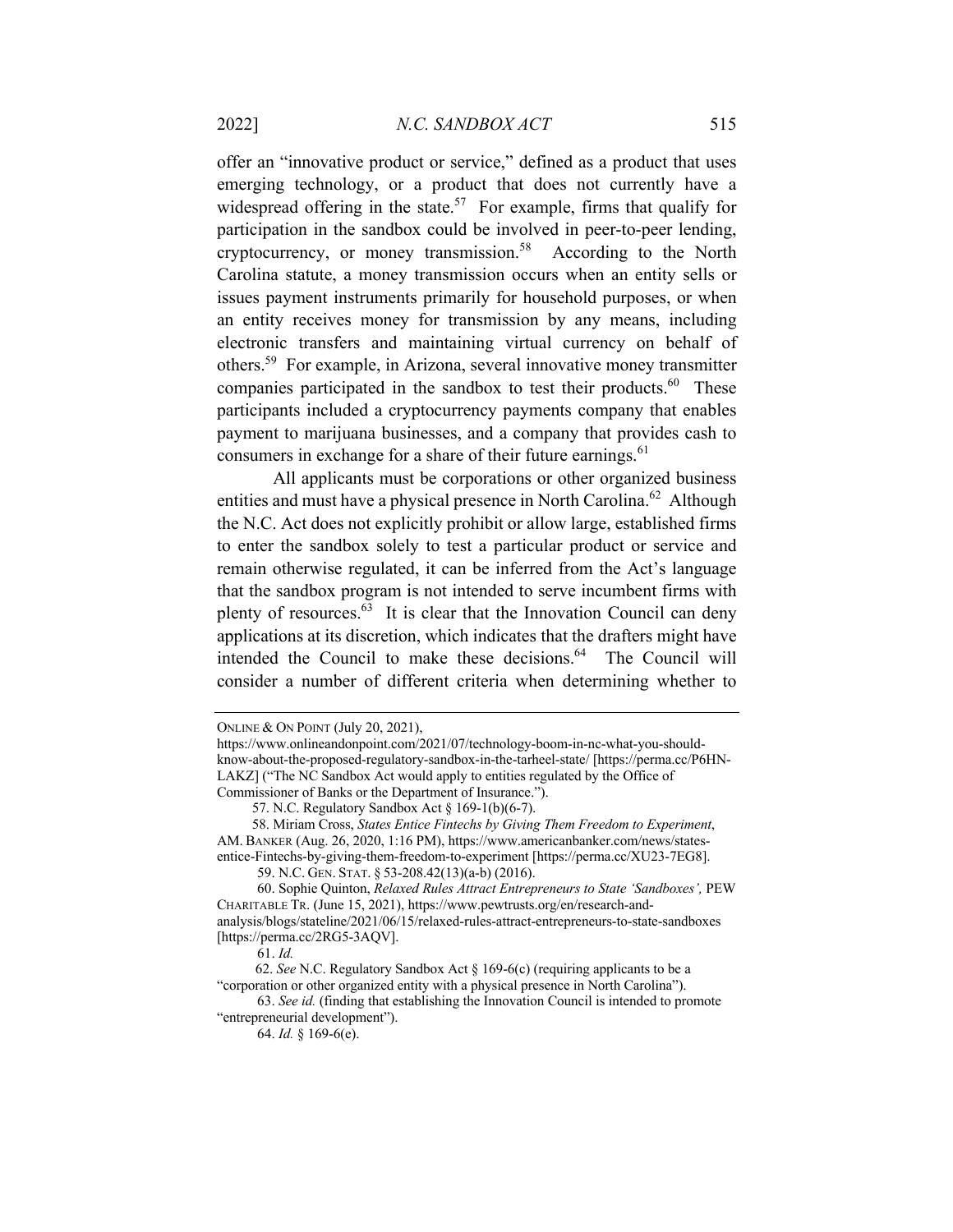offer an "innovative product or service," defined as a product that uses emerging technology, or a product that does not currently have a widespread offering in the state.[57] For example, firms that qualify for participation in the sandbox could be involved in peer-to-peer lending, cryptocurrency, or money transmission.[58] According to the North Carolina statute, a money transmission occurs when an entity sells or issues payment instruments primarily for household purposes, or when an entity receives money for transmission by any means, including electronic transfers and maintaining virtual currency on behalf of others.[59] For example, in Arizona, several innovative money transmitter companies participated in the sandbox to test their products.[60] These participants included a cryptocurrency payments company that enables payment to marijuana businesses, and a company that provides cash to consumers in exchange for a share of their future earnings.[61]

All applicants must be corporations or other organized business entities and must have a physical presence in North Carolina.[62] Although the N.C. Act does not explicitly prohibit or allow large, established firms to enter the sandbox solely to test a particular product or service and remain otherwise regulated, it can be inferred from the Act's language that the sandbox program is not intended to serve incumbent firms with plenty of resources.[63] It is clear that the Innovation Council can deny applications at its discretion, which indicates that the drafters might have intended the Council to make these decisions.[64] The Council will consider a number of different criteria when determining whether to

---

ONLINE & ON POINT (July 20, 2021), https://www.onlineandonpoint.com/2021/07/technology-boom-in-nc-what-you-should-know-about-the-proposed-regulatory-sandbox-in-the-tarheel-state/ [https://perma.cc/P6HN-LAKZ] ("The NC Sandbox Act would apply to entities regulated by the Office of Commissioner of Banks or the Department of Insurance.").

57. N.C. Regulatory Sandbox Act § 169-1(b)(6-7).

58. Miriam Cross, *States Entice Fintechs by Giving Them Freedom to Experiment*, AM. BANKER (Aug. 26, 2020, 1:16 PM), https://www.americanbanker.com/news/states-entice-Fintechs-by-giving-them-freedom-to-experiment [https://perma.cc/XU23-7EG8].

59. N.C. GEN. STAT. § 53-208.42(13)(a-b) (2016).

60. Sophie Quinton, *Relaxed Rules Attract Entrepreneurs to State 'Sandboxes',* PEW CHARITABLE TR. (June 15, 2021), https://www.pewtrusts.org/en/research-and-analysis/blogs/stateline/2021/06/15/relaxed-rules-attract-entrepreneurs-to-state-sandboxes [https://perma.cc/2RG5-3AQV].

61. *Id.*

62. *See* N.C. Regulatory Sandbox Act § 169-6(c) (requiring applicants to be a "corporation or other organized entity with a physical presence in North Carolina").

63. *See id.* (finding that establishing the Innovation Council is intended to promote "entrepreneurial development").

64. *Id.* § 169-6(e).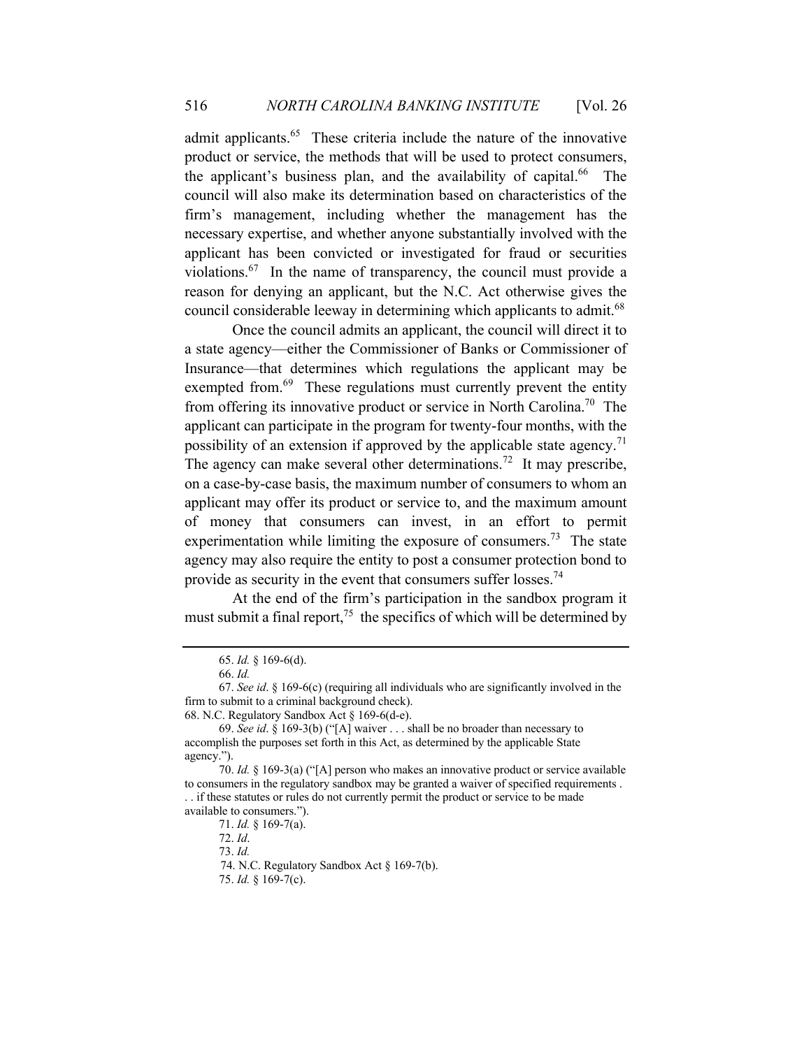admit applicants.[65] These criteria include the nature of the innovative product or service, the methods that will be used to protect consumers, the applicant's business plan, and the availability of capital.[66] The council will also make its determination based on characteristics of the firm's management, including whether the management has the necessary expertise, and whether anyone substantially involved with the applicant has been convicted or investigated for fraud or securities violations.[67] In the name of transparency, the council must provide a reason for denying an applicant, but the N.C. Act otherwise gives the council considerable leeway in determining which applicants to admit.[68]

Once the council admits an applicant, the council will direct it to a state agency—either the Commissioner of Banks or Commissioner of Insurance—that determines which regulations the applicant may be exempted from.[69] These regulations must currently prevent the entity from offering its innovative product or service in North Carolina.[70] The applicant can participate in the program for twenty-four months, with the possibility of an extension if approved by the applicable state agency.[71] The agency can make several other determinations.[72] It may prescribe, on a case-by-case basis, the maximum number of consumers to whom an applicant may offer its product or service to, and the maximum amount of money that consumers can invest, in an effort to permit experimentation while limiting the exposure of consumers.[73] The state agency may also require the entity to post a consumer protection bond to provide as security in the event that consumers suffer losses.[74]

At the end of the firm's participation in the sandbox program it must submit a final report,[75] the specifics of which will be determined by

---

65. *Id.* § 169-6(d).

66. *Id.*

67. *See id*. § 169-6(c) (requiring all individuals who are significantly involved in the firm to submit to a criminal background check).

68. N.C. Regulatory Sandbox Act § 169-6(d-e).

69. *See id*. § 169-3(b) ("[A] waiver . . . shall be no broader than necessary to accomplish the purposes set forth in this Act, as determined by the applicable State agency.").

70. *Id.* § 169-3(a) ("[A] person who makes an innovative product or service available to consumers in the regulatory sandbox may be granted a waiver of specified requirements . . . if these statutes or rules do not currently permit the product or service to be made available to consumers.").

71. *Id.* § 169-7(a).

72. *Id*.

73. *Id.*

74. N.C. Regulatory Sandbox Act § 169-7(b).

75. *Id.* § 169-7(c).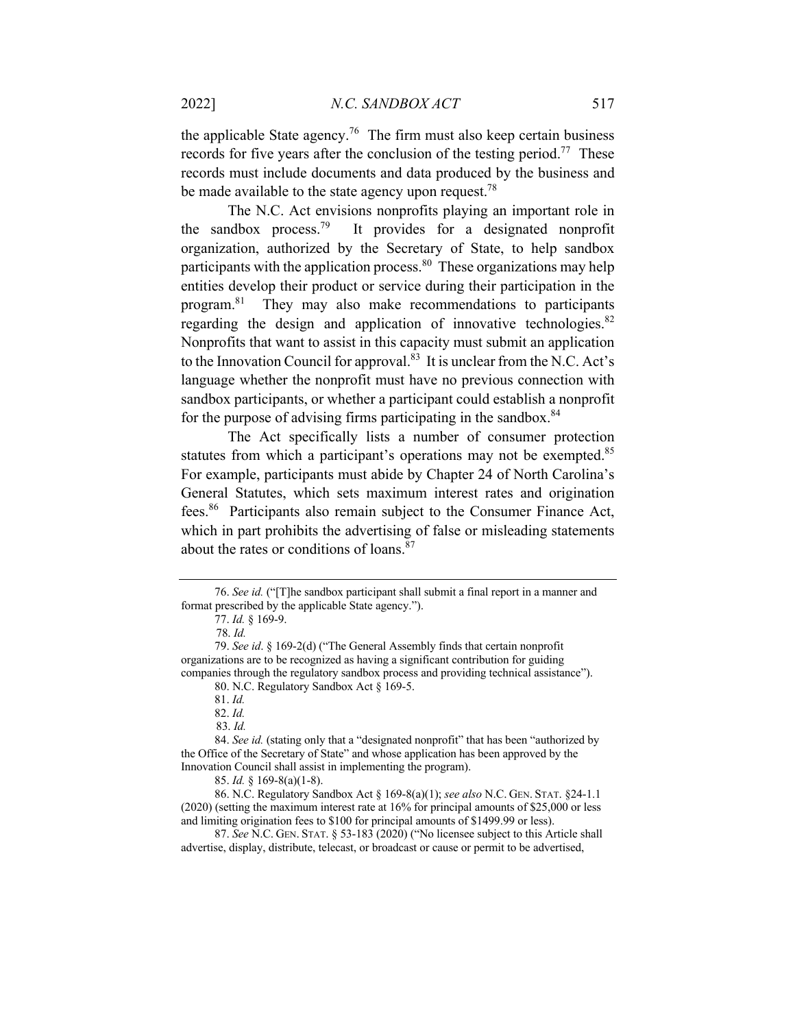the applicable State agency.[76] The firm must also keep certain business records for five years after the conclusion of the testing period.[77] These records must include documents and data produced by the business and be made available to the state agency upon request.[78]

The N.C. Act envisions nonprofits playing an important role in the sandbox process.[79] It provides for a designated nonprofit organization, authorized by the Secretary of State, to help sandbox participants with the application process.[80] These organizations may help entities develop their product or service during their participation in the program.[81] They may also make recommendations to participants regarding the design and application of innovative technologies.[82] Nonprofits that want to assist in this capacity must submit an application to the Innovation Council for approval.[83] It is unclear from the N.C. Act's language whether the nonprofit must have no previous connection with sandbox participants, or whether a participant could establish a nonprofit for the purpose of advising firms participating in the sandbox.[84]

The Act specifically lists a number of consumer protection statutes from which a participant's operations may not be exempted.[85] For example, participants must abide by Chapter 24 of North Carolina's General Statutes, which sets maximum interest rates and origination fees.[86] Participants also remain subject to the Consumer Finance Act, which in part prohibits the advertising of false or misleading statements about the rates or conditions of loans.[87]

---

76. *See id.* ("[T]he sandbox participant shall submit a final report in a manner and format prescribed by the applicable State agency.").

77. *Id.* § 169-9.

78. *Id.*

79. *See id*. § 169-2(d) ("The General Assembly finds that certain nonprofit organizations are to be recognized as having a significant contribution for guiding companies through the regulatory sandbox process and providing technical assistance").

80. N.C. Regulatory Sandbox Act § 169-5.

81. *Id.*

82. *Id.*

83. *Id.*

84. *See id.* (stating only that a "designated nonprofit" that has been "authorized by the Office of the Secretary of State" and whose application has been approved by the Innovation Council shall assist in implementing the program).

85. *Id.* § 169-8(a)(1-8).

86. N.C. Regulatory Sandbox Act § 169-8(a)(1); *see also* N.C. GEN. STAT. §24-1.1 (2020) (setting the maximum interest rate at 16% for principal amounts of $25,000 or less and limiting origination fees to $100 for principal amounts of $1499.99 or less).

87. *See* N.C. GEN. STAT. § 53-183 (2020) ("No licensee subject to this Article shall advertise, display, distribute, telecast, or broadcast or cause or permit to be advertised,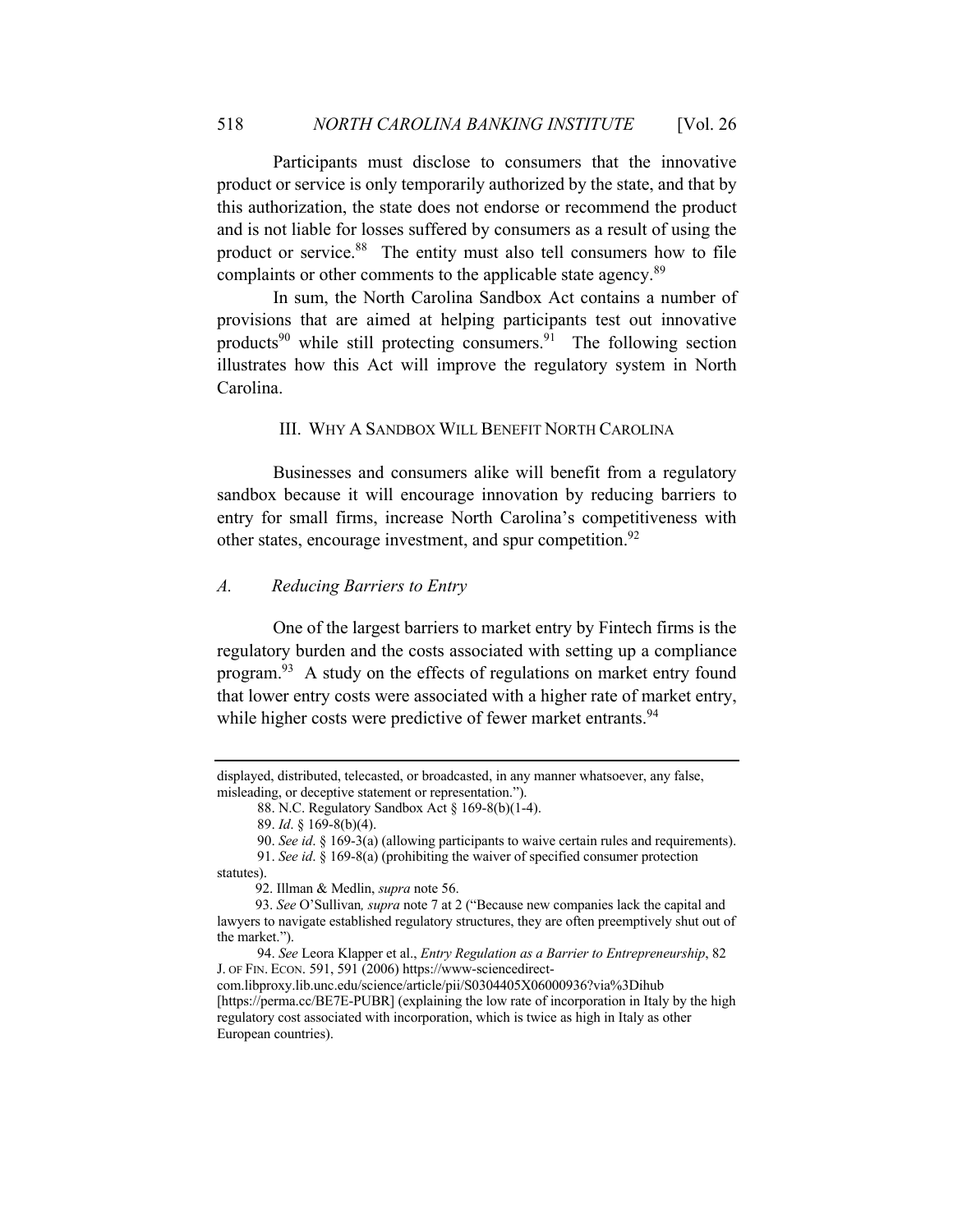Participants must disclose to consumers that the innovative product or service is only temporarily authorized by the state, and that by this authorization, the state does not endorse or recommend the product and is not liable for losses suffered by consumers as a result of using the product or service.[88] The entity must also tell consumers how to file complaints or other comments to the applicable state agency.[89]

In sum, the North Carolina Sandbox Act contains a number of provisions that are aimed at helping participants test out innovative products[90] while still protecting consumers.[91] The following section illustrates how this Act will improve the regulatory system in North Carolina.

## III. WHY A SANDBOX WILL BENEFIT NORTH CAROLINA

Businesses and consumers alike will benefit from a regulatory sandbox because it will encourage innovation by reducing barriers to entry for small firms, increase North Carolina's competitiveness with other states, encourage investment, and spur competition.[92]

### *A. Reducing Barriers to Entry*

One of the largest barriers to market entry by Fintech firms is the regulatory burden and the costs associated with setting up a compliance program.[93] A study on the effects of regulations on market entry found that lower entry costs were associated with a higher rate of market entry, while higher costs were predictive of fewer market entrants.[94]

---

displayed, distributed, telecasted, or broadcasted, in any manner whatsoever, any false, misleading, or deceptive statement or representation.").

88. N.C. Regulatory Sandbox Act § 169-8(b)(1-4).

89. *Id*. § 169-8(b)(4).

90. *See id*. § 169-3(a) (allowing participants to waive certain rules and requirements).

91. *See id*. § 169-8(a) (prohibiting the waiver of specified consumer protection statutes).

92. Illman & Medlin, *supra* note 56.

93. *See* O'Sullivan*, supra* note 7 at 2 ("Because new companies lack the capital and lawyers to navigate established regulatory structures, they are often preemptively shut out of the market.").

94. *See* Leora Klapper et al., *Entry Regulation as a Barrier to Entrepreneurship*, 82 J. OF FIN. ECON. 591, 591 (2006) https://www-sciencedirect-com.libproxy.lib.unc.edu/science/article/pii/S0304405X06000936?via%3Dihub [https://perma.cc/BE7E-PUBR] (explaining the low rate of incorporation in Italy by the high regulatory cost associated with incorporation, which is twice as high in Italy as other European countries).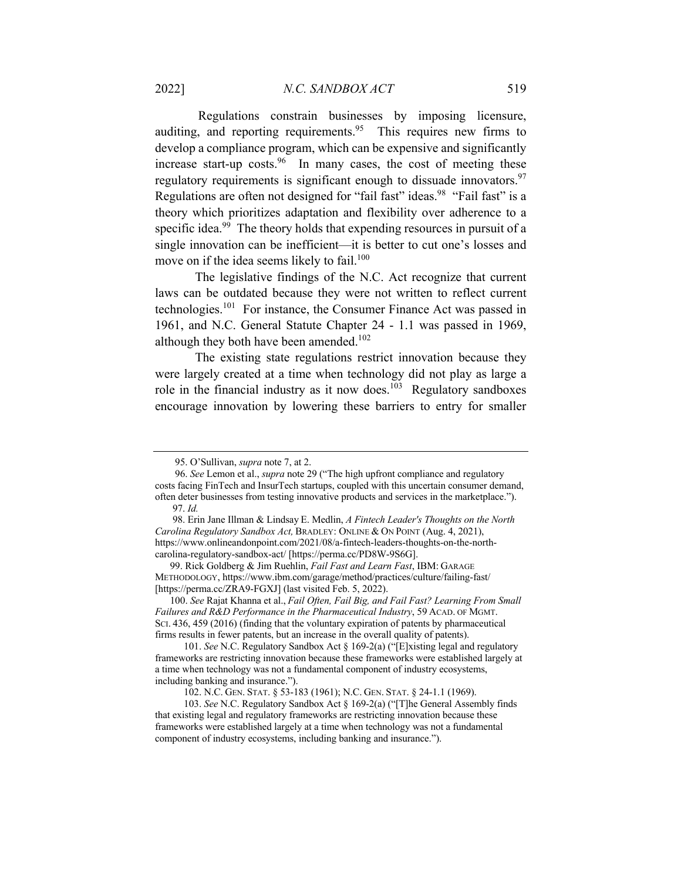Regulations constrain businesses by imposing licensure, auditing, and reporting requirements.[95] This requires new firms to develop a compliance program, which can be expensive and significantly increase start-up costs.[96] In many cases, the cost of meeting these regulatory requirements is significant enough to dissuade innovators.[97] Regulations are often not designed for "fail fast" ideas.[98] "Fail fast" is a theory which prioritizes adaptation and flexibility over adherence to a specific idea.[99] The theory holds that expending resources in pursuit of a single innovation can be inefficient—it is better to cut one's losses and move on if the idea seems likely to fail.[100]

The legislative findings of the N.C. Act recognize that current laws can be outdated because they were not written to reflect current technologies.[101] For instance, the Consumer Finance Act was passed in 1961, and N.C. General Statute Chapter 24 - 1.1 was passed in 1969, although they both have been amended.[102]

The existing state regulations restrict innovation because they were largely created at a time when technology did not play as large a role in the financial industry as it now does.[103] Regulatory sandboxes encourage innovation by lowering these barriers to entry for smaller

---

95. O'Sullivan, *supra* note 7, at 2.

96. *See* Lemon et al., *supra* note 29 ("The high upfront compliance and regulatory costs facing FinTech and InsurTech startups, coupled with this uncertain consumer demand, often deter businesses from testing innovative products and services in the marketplace.").

97. *Id.*

98. Erin Jane Illman & Lindsay E. Medlin, *A Fintech Leader's Thoughts on the North Carolina Regulatory Sandbox Act,* BRADLEY: ONLINE & ON POINT (Aug. 4, 2021), https://www.onlineandonpoint.com/2021/08/a-fintech-leaders-thoughts-on-the-north-carolina-regulatory-sandbox-act/ [https://perma.cc/PD8W-9S6G].

99. Rick Goldberg & Jim Ruehlin, *Fail Fast and Learn Fast*, IBM: GARAGE METHODOLOGY, https://www.ibm.com/garage/method/practices/culture/failing-fast/ [https://perma.cc/ZRA9-FGXJ] (last visited Feb. 5, 2022).

100. *See* Rajat Khanna et al., *Fail Often, Fail Big, and Fail Fast? Learning From Small Failures and R&D Performance in the Pharmaceutical Industry*, 59 ACAD. OF MGMT. SCI. 436, 459 (2016) (finding that the voluntary expiration of patents by pharmaceutical firms results in fewer patents, but an increase in the overall quality of patents).

101. *See* N.C. Regulatory Sandbox Act § 169-2(a) ("[E]xisting legal and regulatory frameworks are restricting innovation because these frameworks were established largely at a time when technology was not a fundamental component of industry ecosystems, including banking and insurance.").

102. N.C. GEN. STAT. § 53-183 (1961); N.C. GEN. STAT. § 24-1.1 (1969).

103. *See* N.C. Regulatory Sandbox Act § 169-2(a) ("[T]he General Assembly finds that existing legal and regulatory frameworks are restricting innovation because these frameworks were established largely at a time when technology was not a fundamental component of industry ecosystems, including banking and insurance.").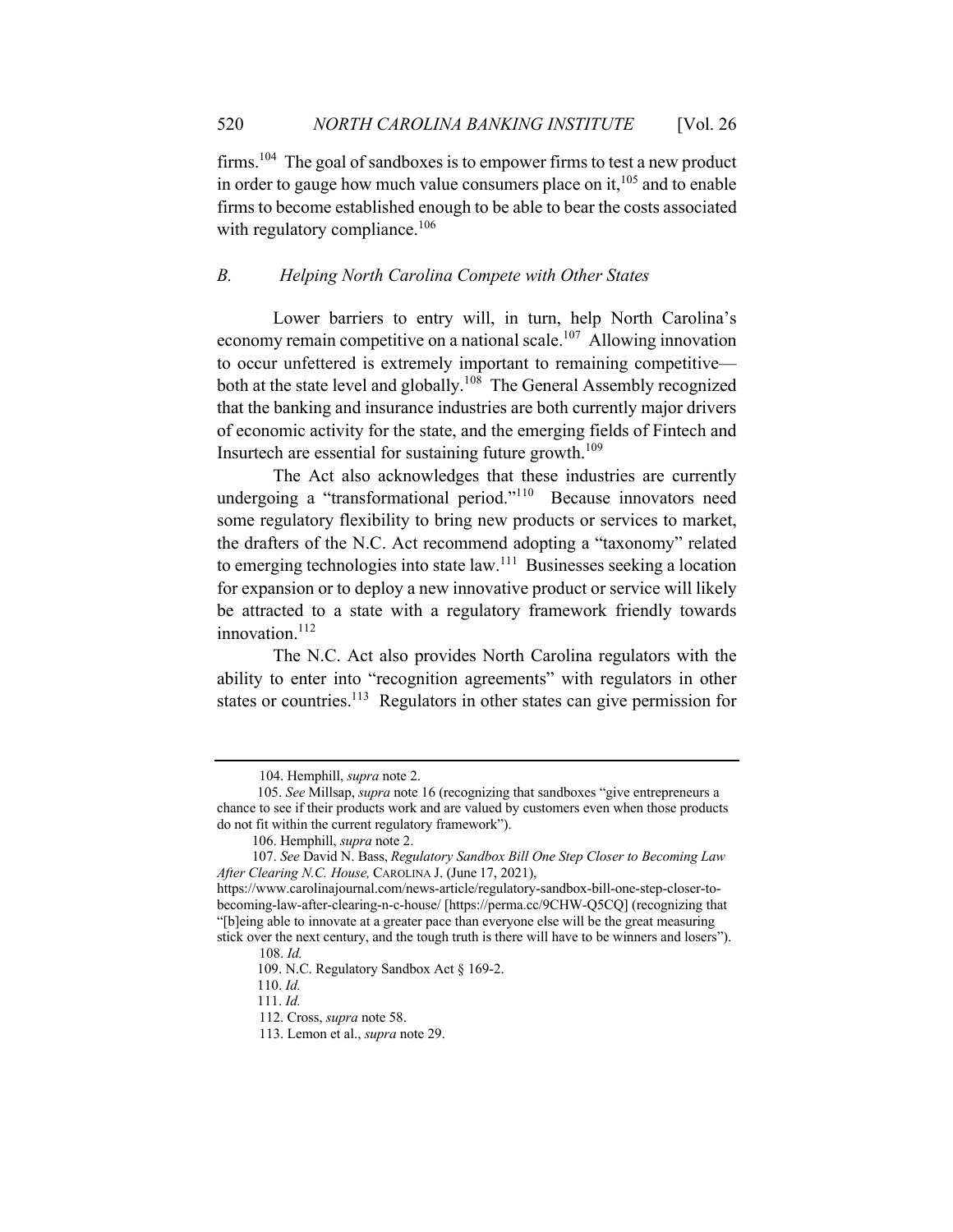firms.[104] The goal of sandboxes is to empower firms to test a new product in order to gauge how much value consumers place on it,[105] and to enable firms to become established enough to be able to bear the costs associated with regulatory compliance.[106]

### *B. Helping North Carolina Compete with Other States*

Lower barriers to entry will, in turn, help North Carolina's economy remain competitive on a national scale.[107] Allowing innovation to occur unfettered is extremely important to remaining competitive—both at the state level and globally.[108] The General Assembly recognized that the banking and insurance industries are both currently major drivers of economic activity for the state, and the emerging fields of Fintech and Insurtech are essential for sustaining future growth.[109]

The Act also acknowledges that these industries are currently undergoing a "transformational period."[110] Because innovators need some regulatory flexibility to bring new products or services to market, the drafters of the N.C. Act recommend adopting a "taxonomy" related to emerging technologies into state law.[111] Businesses seeking a location for expansion or to deploy a new innovative product or service will likely be attracted to a state with a regulatory framework friendly towards innovation.[112]

The N.C. Act also provides North Carolina regulators with the ability to enter into "recognition agreements" with regulators in other states or countries.[113] Regulators in other states can give permission for

---

104. Hemphill, *supra* note 2.

105. *See* Millsap, *supra* note 16 (recognizing that sandboxes "give entrepreneurs a chance to see if their products work and are valued by customers even when those products do not fit within the current regulatory framework").

106. Hemphill, *supra* note 2.

107. *See* David N. Bass, *Regulatory Sandbox Bill One Step Closer to Becoming Law After Clearing N.C. House,* CAROLINA J. (June 17, 2021), https://www.carolinajournal.com/news-article/regulatory-sandbox-bill-one-step-closer-to-becoming-law-after-clearing-n-c-house/ [https://perma.cc/9CHW-Q5CQ] (recognizing that "[b]eing able to innovate at a greater pace than everyone else will be the great measuring stick over the next century, and the tough truth is there will have to be winners and losers").

108. *Id.*

109. N.C. Regulatory Sandbox Act § 169-2.

110. *Id.*

111. *Id.*

112. Cross, *supra* note 58.

113. Lemon et al., *supra* note 29.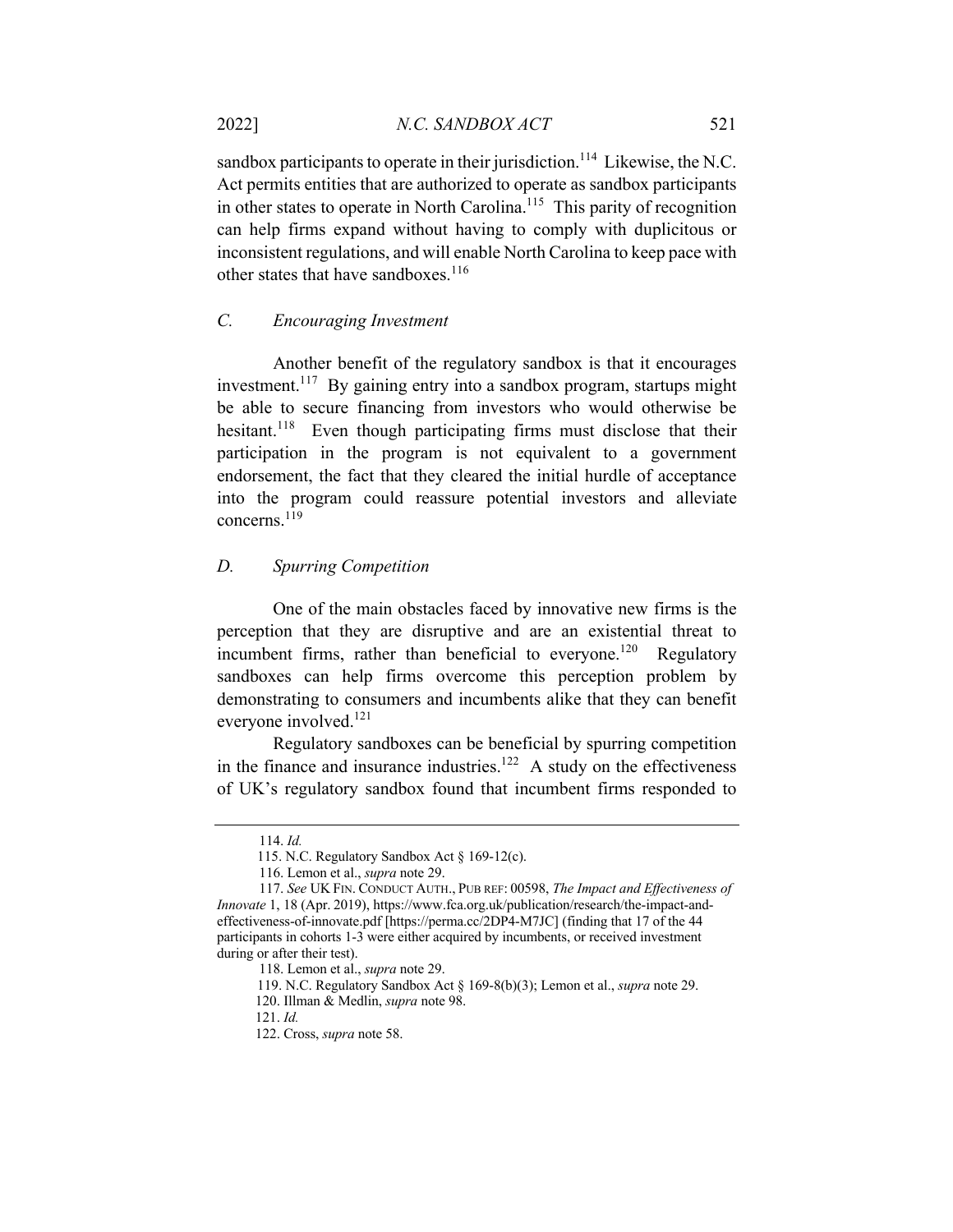sandbox participants to operate in their jurisdiction.[114] Likewise, the N.C. Act permits entities that are authorized to operate as sandbox participants in other states to operate in North Carolina.[115] This parity of recognition can help firms expand without having to comply with duplicitous or inconsistent regulations, and will enable North Carolina to keep pace with other states that have sandboxes.[116]

### *C. Encouraging Investment*

Another benefit of the regulatory sandbox is that it encourages investment.[117] By gaining entry into a sandbox program, startups might be able to secure financing from investors who would otherwise be hesitant.[118] Even though participating firms must disclose that their participation in the program is not equivalent to a government endorsement, the fact that they cleared the initial hurdle of acceptance into the program could reassure potential investors and alleviate concerns.[119]

### *D. Spurring Competition*

One of the main obstacles faced by innovative new firms is the perception that they are disruptive and are an existential threat to incumbent firms, rather than beneficial to everyone.[120] Regulatory sandboxes can help firms overcome this perception problem by demonstrating to consumers and incumbents alike that they can benefit everyone involved.[121]

Regulatory sandboxes can be beneficial by spurring competition in the finance and insurance industries.[122] A study on the effectiveness of UK's regulatory sandbox found that incumbent firms responded to

---

114. *Id.*

115. N.C. Regulatory Sandbox Act § 169-12(c).

116. Lemon et al., *supra* note 29.

117. *See* UK FIN. CONDUCT AUTH., PUB REF: 00598, *The Impact and Effectiveness of Innovate* 1, 18 (Apr. 2019), https://www.fca.org.uk/publication/research/the-impact-and-effectiveness-of-innovate.pdf [https://perma.cc/2DP4-M7JC] (finding that 17 of the 44 participants in cohorts 1-3 were either acquired by incumbents, or received investment during or after their test).

118. Lemon et al., *supra* note 29.

119. N.C. Regulatory Sandbox Act § 169-8(b)(3); Lemon et al., *supra* note 29.

120. Illman & Medlin, *supra* note 98.

121. *Id.*

122. Cross, *supra* note 58.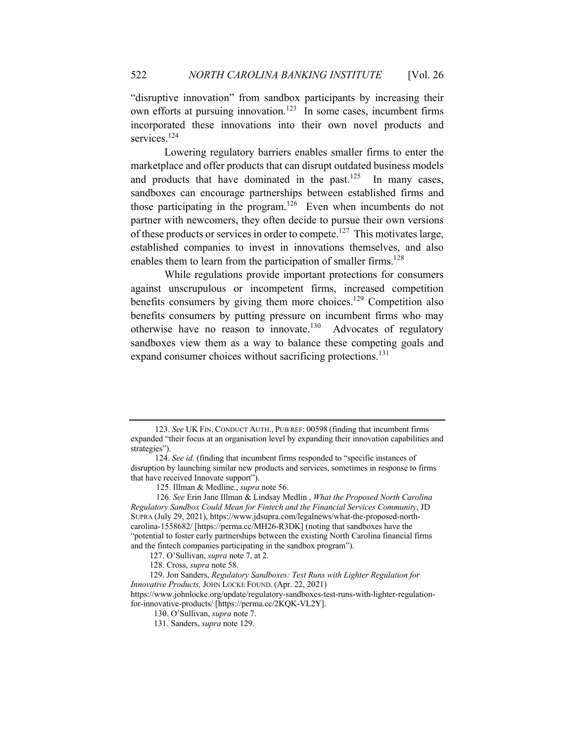"disruptive innovation" from sandbox participants by increasing their own efforts at pursuing innovation.[123] In some cases, incumbent firms incorporated these innovations into their own novel products and services.[124]

Lowering regulatory barriers enables smaller firms to enter the marketplace and offer products that can disrupt outdated business models and products that have dominated in the past.[125] In many cases, sandboxes can encourage partnerships between established firms and those participating in the program.[126] Even when incumbents do not partner with newcomers, they often decide to pursue their own versions of these products or services in order to compete.[127] This motivates large, established companies to invest in innovations themselves, and also enables them to learn from the participation of smaller firms.[128]

While regulations provide important protections for consumers against unscrupulous or incompetent firms, increased competition benefits consumers by giving them more choices.[129] Competition also benefits consumers by putting pressure on incumbent firms who may otherwise have no reason to innovate.[130] Advocates of regulatory sandboxes view them as a way to balance these competing goals and expand consumer choices without sacrificing protections.[131]

---

123. *See* UK FIN. CONDUCT AUTH., PUB REF: 00598 (finding that incumbent firms expanded "their focus at an organisation level by expanding their innovation capabilities and strategies").

124. *See id.* (finding that incumbent firms responded to "specific instances of disruption by launching similar new products and services, sometimes in response to firms that have received Innovate support").

125. Illman & Medline., *supra* note 56.

126. *See* Erin Jane Illman & Lindsay Medlin , *What the Proposed North Carolina Regulatory Sandbox Could Mean for Fintech and the Financial Services Community*, JD SUPRA (July 29, 2021), https://www.jdsupra.com/legalnews/what-the-proposed-north-carolina-1558682/ [https://perma.cc/MH26-R3DK] (noting that sandboxes have the "potential to foster early partnerships between the existing North Carolina financial firms and the fintech companies participating in the sandbox program").

127. O'Sullivan, *supra* note 7, at 2.

128. Cross, *supra* note 58.

129. Jon Sanders, *Regulatory Sandboxes: Test Runs with Lighter Regulation for Innovative Products,* JOHN LOCKE FOUND. (Apr. 22, 2021) https://www.johnlocke.org/update/regulatory-sandboxes-test-runs-with-lighter-regulation-for-innovative-products/ [https://perma.cc/2KQK-VL2Y].

130. O'Sullivan, *supra* note 7.

131. Sanders, *supra* note 129.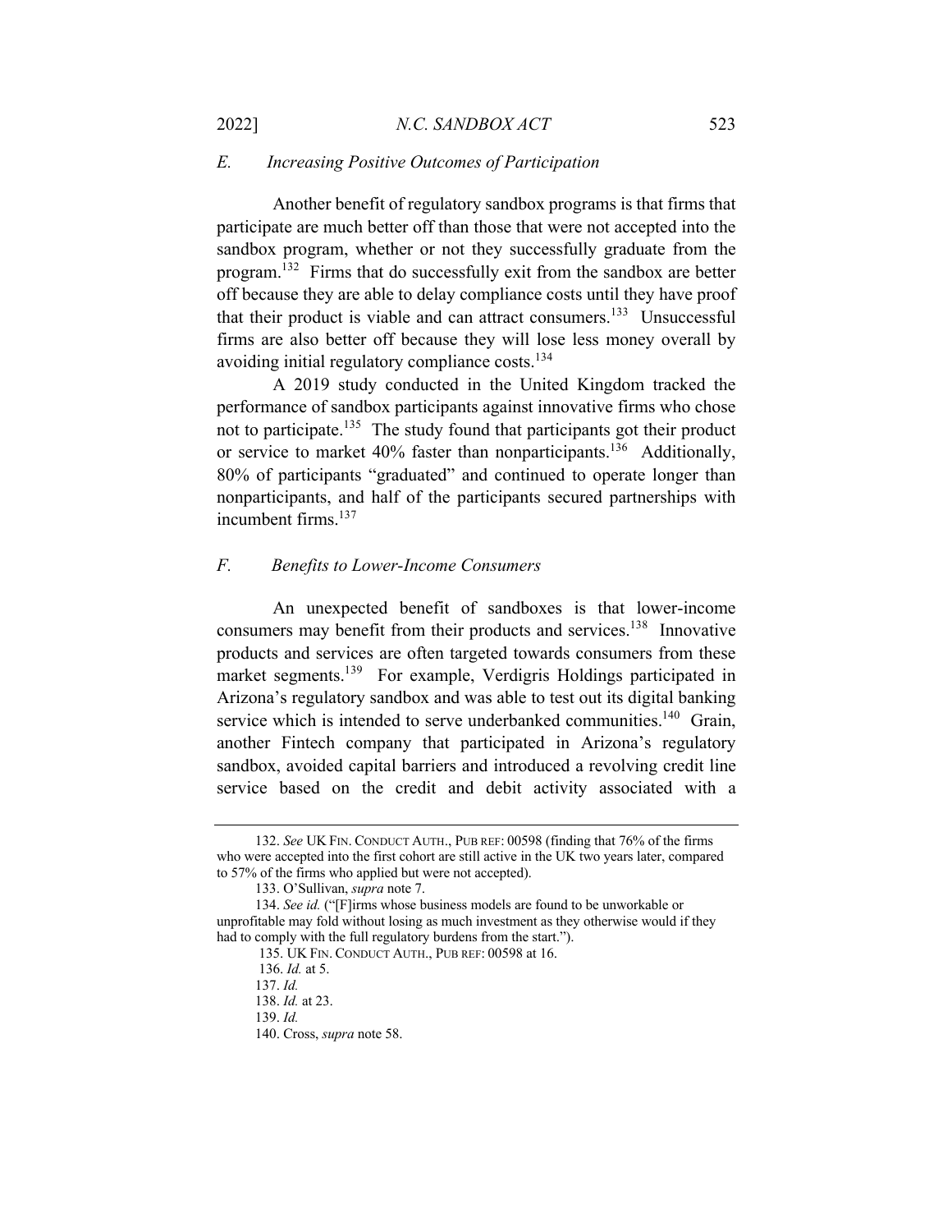### E. Increasing Positive Outcomes of Participation

Another benefit of regulatory sandbox programs is that firms that participate are much better off than those that were not accepted into the sandbox program, whether or not they successfully graduate from the program.[132] Firms that do successfully exit from the sandbox are better off because they are able to delay compliance costs until they have proof that their product is viable and can attract consumers.[133] Unsuccessful firms are also better off because they will lose less money overall by avoiding initial regulatory compliance costs.[134]

A 2019 study conducted in the United Kingdom tracked the performance of sandbox participants against innovative firms who chose not to participate.[135] The study found that participants got their product or service to market 40% faster than nonparticipants.[136] Additionally, 80% of participants "graduated" and continued to operate longer than nonparticipants, and half of the participants secured partnerships with incumbent firms.[137]

### F. Benefits to Lower-Income Consumers

An unexpected benefit of sandboxes is that lower-income consumers may benefit from their products and services.[138] Innovative products and services are often targeted towards consumers from these market segments.[139] For example, Verdigris Holdings participated in Arizona's regulatory sandbox and was able to test out its digital banking service which is intended to serve underbanked communities.[140] Grain, another Fintech company that participated in Arizona's regulatory sandbox, avoided capital barriers and introduced a revolving credit line service based on the credit and debit activity associated with a

---

132. *See* UK FIN. CONDUCT AUTH., PUB REF: 00598 (finding that 76% of the firms who were accepted into the first cohort are still active in the UK two years later, compared to 57% of the firms who applied but were not accepted).

133. O'Sullivan, *supra* note 7.

134. *See id.* ("[F]irms whose business models are found to be unworkable or unprofitable may fold without losing as much investment as they otherwise would if they had to comply with the full regulatory burdens from the start.").

135. UK FIN. CONDUCT AUTH., PUB REF: 00598 at 16.

136. *Id.* at 5.

137. *Id.*

138. *Id.* at 23.

139. *Id.*

140. Cross, *supra* note 58.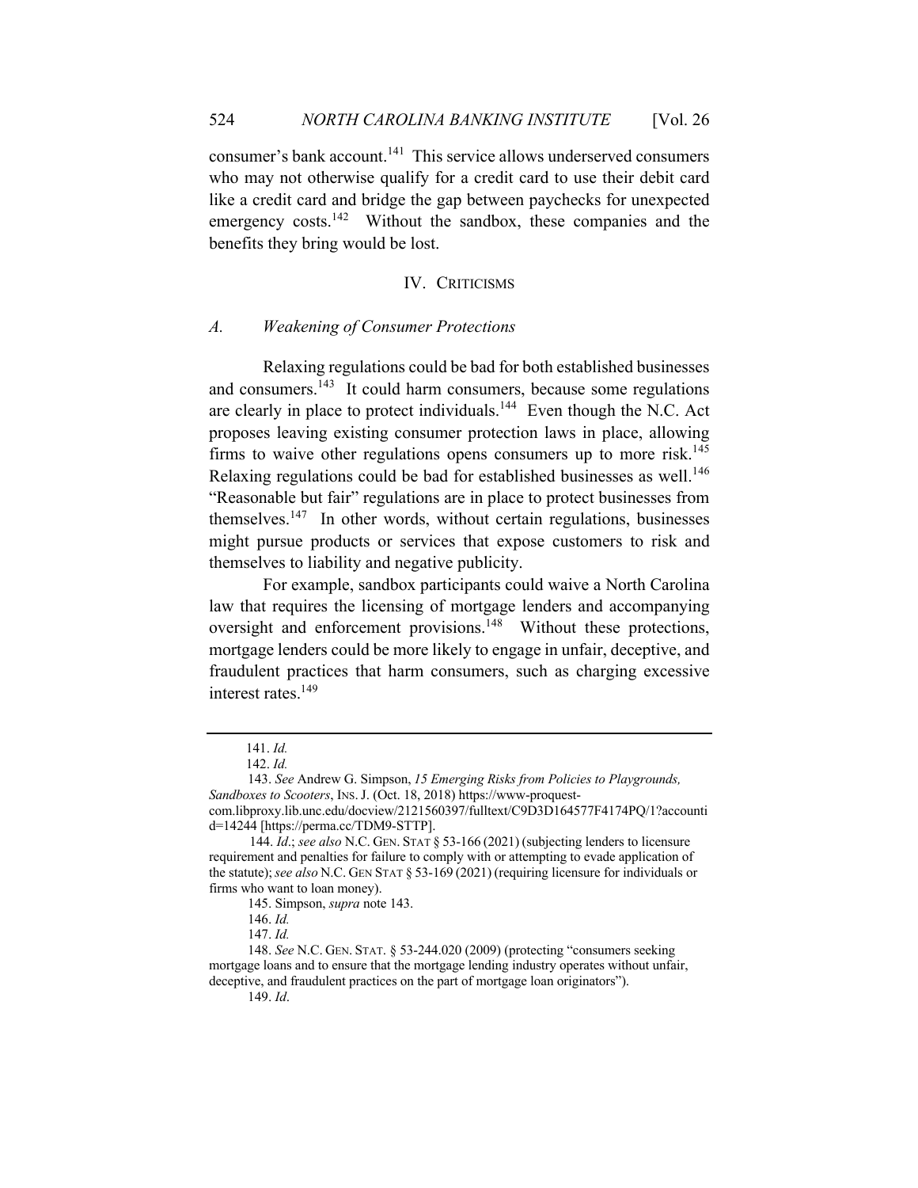consumer's bank account.[141] This service allows underserved consumers who may not otherwise qualify for a credit card to use their debit card like a credit card and bridge the gap between paychecks for unexpected emergency costs.[142] Without the sandbox, these companies and the benefits they bring would be lost.

## IV. CRITICISMS

### *A. Weakening of Consumer Protections*

Relaxing regulations could be bad for both established businesses and consumers.[143] It could harm consumers, because some regulations are clearly in place to protect individuals.[144] Even though the N.C. Act proposes leaving existing consumer protection laws in place, allowing firms to waive other regulations opens consumers up to more risk.[145] Relaxing regulations could be bad for established businesses as well.[146] "Reasonable but fair" regulations are in place to protect businesses from themselves.[147] In other words, without certain regulations, businesses might pursue products or services that expose customers to risk and themselves to liability and negative publicity.

For example, sandbox participants could waive a North Carolina law that requires the licensing of mortgage lenders and accompanying oversight and enforcement provisions.[148] Without these protections, mortgage lenders could be more likely to engage in unfair, deceptive, and fraudulent practices that harm consumers, such as charging excessive interest rates.[149]

---

141. *Id.*

142. *Id.*

143. *See* Andrew G. Simpson, *15 Emerging Risks from Policies to Playgrounds, Sandboxes to Scooters*, INS. J. (Oct. 18, 2018) https://www-proquest-com.libproxy.lib.unc.edu/docview/2121560397/fulltext/C9D3D164577F4174PQ/1?accountid=14244 [https://perma.cc/TDM9-STTP].

144. *Id*.; *see also* N.C. GEN. STAT § 53-166 (2021) (subjecting lenders to licensure requirement and penalties for failure to comply with or attempting to evade application of the statute); *see also* N.C. GEN STAT § 53-169 (2021) (requiring licensure for individuals or firms who want to loan money).

145. Simpson, *supra* note 143.

146. *Id.*

147. *Id.*

148. *See* N.C. GEN. STAT. § 53-244.020 (2009) (protecting "consumers seeking mortgage loans and to ensure that the mortgage lending industry operates without unfair, deceptive, and fraudulent practices on the part of mortgage loan originators").

149. *Id*.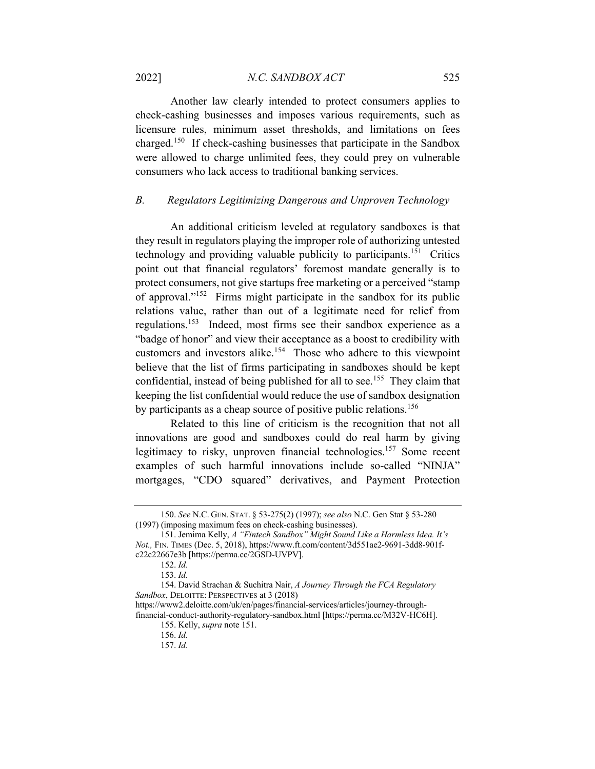Another law clearly intended to protect consumers applies to check-cashing businesses and imposes various requirements, such as licensure rules, minimum asset thresholds, and limitations on fees charged.[150] If check-cashing businesses that participate in the Sandbox were allowed to charge unlimited fees, they could prey on vulnerable consumers who lack access to traditional banking services.

### *B. Regulators Legitimizing Dangerous and Unproven Technology*

An additional criticism leveled at regulatory sandboxes is that they result in regulators playing the improper role of authorizing untested technology and providing valuable publicity to participants.[151] Critics point out that financial regulators' foremost mandate generally is to protect consumers, not give startups free marketing or a perceived "stamp of approval."[152] Firms might participate in the sandbox for its public relations value, rather than out of a legitimate need for relief from regulations.[153] Indeed, most firms see their sandbox experience as a "badge of honor" and view their acceptance as a boost to credibility with customers and investors alike.[154] Those who adhere to this viewpoint believe that the list of firms participating in sandboxes should be kept confidential, instead of being published for all to see.[155] They claim that keeping the list confidential would reduce the use of sandbox designation by participants as a cheap source of positive public relations.[156]

Related to this line of criticism is the recognition that not all innovations are good and sandboxes could do real harm by giving legitimacy to risky, unproven financial technologies.[157] Some recent examples of such harmful innovations include so-called "NINJA" mortgages, "CDO squared" derivatives, and Payment Protection

---

150. *See* N.C. GEN. STAT. § 53-275(2) (1997); *see also* N.C. Gen Stat § 53-280 (1997) (imposing maximum fees on check-cashing businesses).

151. Jemima Kelly, *A "Fintech Sandbox" Might Sound Like a Harmless Idea. It's Not.,* FIN. TIMES (Dec. 5, 2018), https://www.ft.com/content/3d551ae2-9691-3dd8-901f-c22c22667e3b [https://perma.cc/2GSD-UVPV].

152. *Id.*

153. *Id.*

154. David Strachan & Suchitra Nair, *A Journey Through the FCA Regulatory Sandbox*, DELOITTE: PERSPECTIVES at 3 (2018) https://www2.deloitte.com/uk/en/pages/financial-services/articles/journey-through-financial-conduct-authority-regulatory-sandbox.html [https://perma.cc/M32V-HC6H].

155. Kelly, *supra* note 151.

156. *Id.*

157. *Id.*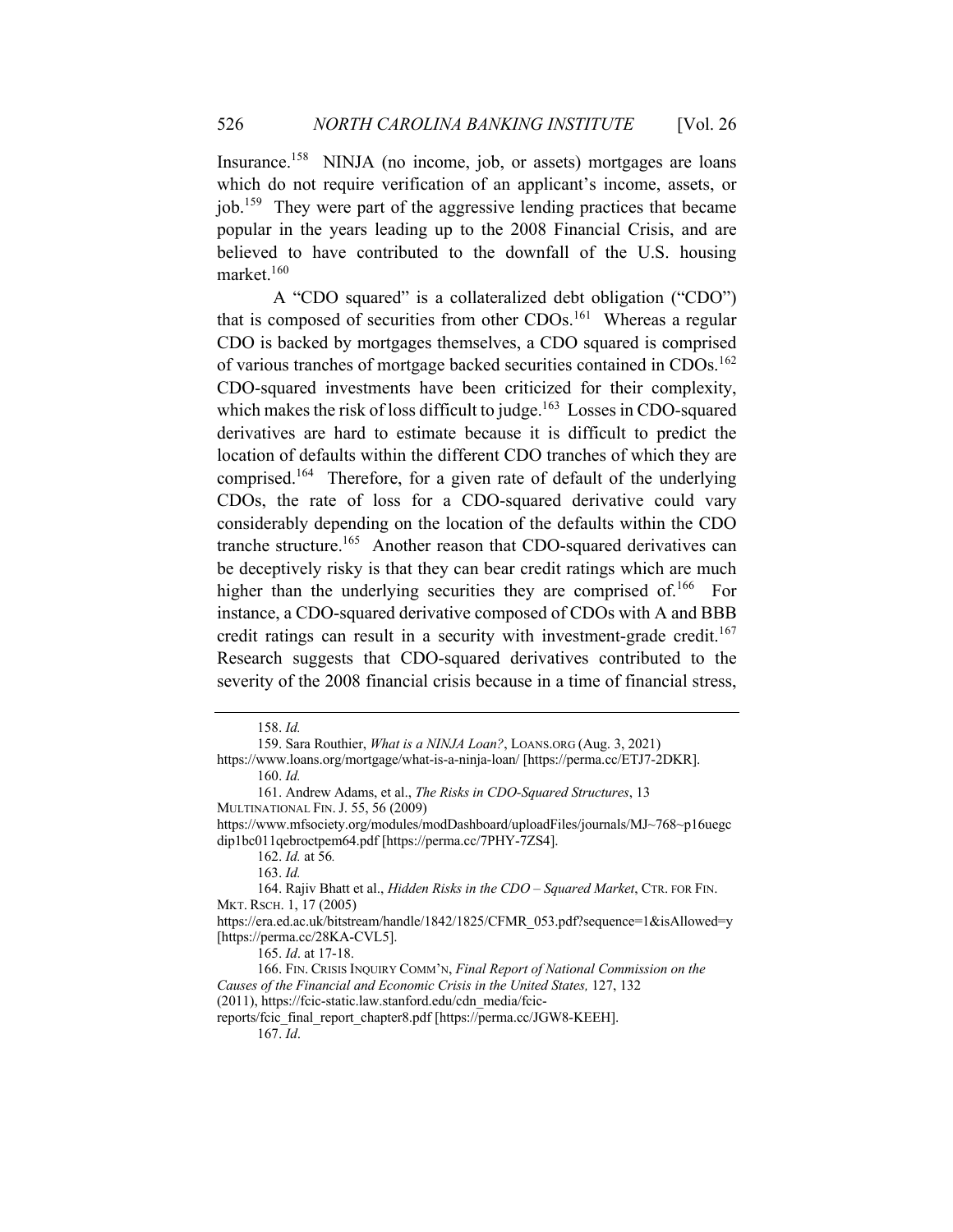Insurance.[158] NINJA (no income, job, or assets) mortgages are loans which do not require verification of an applicant's income, assets, or job.[159] They were part of the aggressive lending practices that became popular in the years leading up to the 2008 Financial Crisis, and are believed to have contributed to the downfall of the U.S. housing market.[160]

A "CDO squared" is a collateralized debt obligation ("CDO") that is composed of securities from other CDOs.[161] Whereas a regular CDO is backed by mortgages themselves, a CDO squared is comprised of various tranches of mortgage backed securities contained in CDOs.[162] CDO-squared investments have been criticized for their complexity, which makes the risk of loss difficult to judge.[163] Losses in CDO-squared derivatives are hard to estimate because it is difficult to predict the location of defaults within the different CDO tranches of which they are comprised.[164] Therefore, for a given rate of default of the underlying CDOs, the rate of loss for a CDO-squared derivative could vary considerably depending on the location of the defaults within the CDO tranche structure.[165] Another reason that CDO-squared derivatives can be deceptively risky is that they can bear credit ratings which are much higher than the underlying securities they are comprised of.[166] For instance, a CDO-squared derivative composed of CDOs with A and BBB credit ratings can result in a security with investment-grade credit.[167] Research suggests that CDO-squared derivatives contributed to the severity of the 2008 financial crisis because in a time of financial stress,

---

158. *Id.*

159. Sara Routhier, *What is a NINJA Loan?*, LOANS.ORG (Aug. 3, 2021) https://www.loans.org/mortgage/what-is-a-ninja-loan/ [https://perma.cc/ETJ7-2DKR].

160. *Id.*

161. Andrew Adams, et al., *The Risks in CDO-Squared Structures*, 13 MULTINATIONAL FIN. J. 55, 56 (2009) https://www.mfsociety.org/modules/modDashboard/uploadFiles/journals/MJ~768~p16uegcdip1bc011qebroctpem64.pdf [https://perma.cc/7PHY-7ZS4].

162. *Id.* at 56*.*

163. *Id.*

164. Rajiv Bhatt et al., *Hidden Risks in the CDO – Squared Market*, CTR. FOR FIN. MKT. RSCH. 1, 17 (2005) https://era.ed.ac.uk/bitstream/handle/1842/1825/CFMR_053.pdf?sequence=1&isAllowed=y [https://perma.cc/28KA-CVL5].

165. *Id*. at 17-18.

166. FIN. CRISIS INQUIRY COMM'N, *Final Report of National Commission on the Causes of the Financial and Economic Crisis in the United States,* 127, 132 (2011), https://fcic-static.law.stanford.edu/cdn_media/fcic-reports/fcic_final_report_chapter8.pdf [https://perma.cc/JGW8-KEEH].

167. *Id*.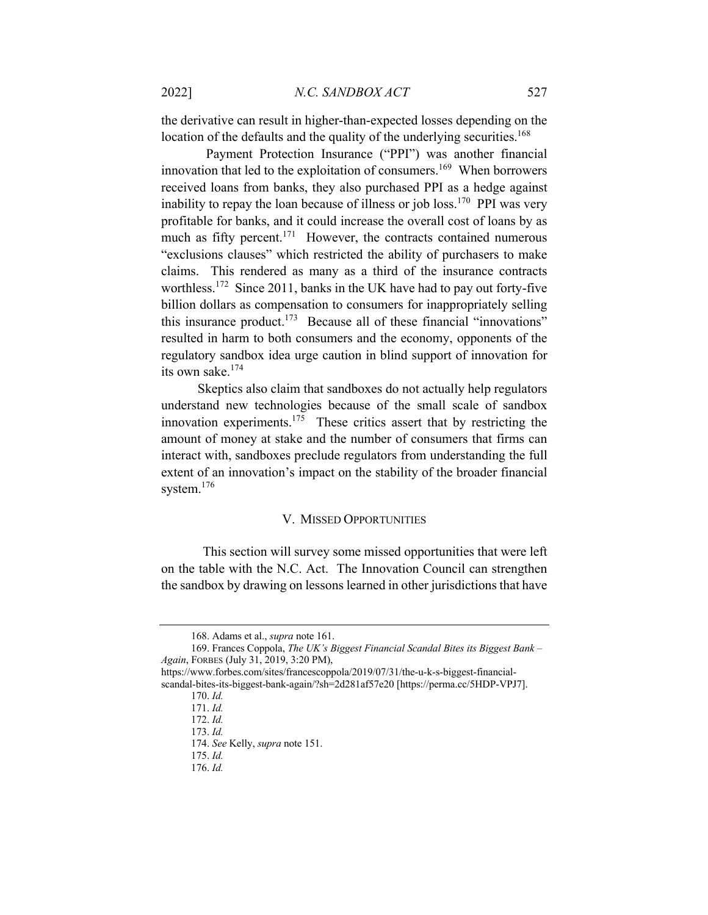the derivative can result in higher-than-expected losses depending on the location of the defaults and the quality of the underlying securities.[168]

Payment Protection Insurance ("PPI") was another financial innovation that led to the exploitation of consumers.[169] When borrowers received loans from banks, they also purchased PPI as a hedge against inability to repay the loan because of illness or job loss.[170] PPI was very profitable for banks, and it could increase the overall cost of loans by as much as fifty percent.[171] However, the contracts contained numerous "exclusions clauses" which restricted the ability of purchasers to make claims. This rendered as many as a third of the insurance contracts worthless.[172] Since 2011, banks in the UK have had to pay out forty-five billion dollars as compensation to consumers for inappropriately selling this insurance product.[173] Because all of these financial "innovations" resulted in harm to both consumers and the economy, opponents of the regulatory sandbox idea urge caution in blind support of innovation for its own sake.[174]

Skeptics also claim that sandboxes do not actually help regulators understand new technologies because of the small scale of sandbox innovation experiments.[175] These critics assert that by restricting the amount of money at stake and the number of consumers that firms can interact with, sandboxes preclude regulators from understanding the full extent of an innovation's impact on the stability of the broader financial system.[176]

## V. MISSED OPPORTUNITIES

This section will survey some missed opportunities that were left on the table with the N.C. Act. The Innovation Council can strengthen the sandbox by drawing on lessons learned in other jurisdictions that have

---

168. Adams et al., *supra* note 161.

169. Frances Coppola, *The UK's Biggest Financial Scandal Bites its Biggest Bank – Again*, FORBES (July 31, 2019, 3:20 PM), https://www.forbes.com/sites/francescoppola/2019/07/31/the-u-k-s-biggest-financial-scandal-bites-its-biggest-bank-again/?sh=2d281af57e20 [https://perma.cc/5HDP-VPJ7].

170. *Id.*

171. *Id.*

172. *Id.*

173. *Id.*

174. *See* Kelly, *supra* note 151.

175. *Id.*

176. *Id.*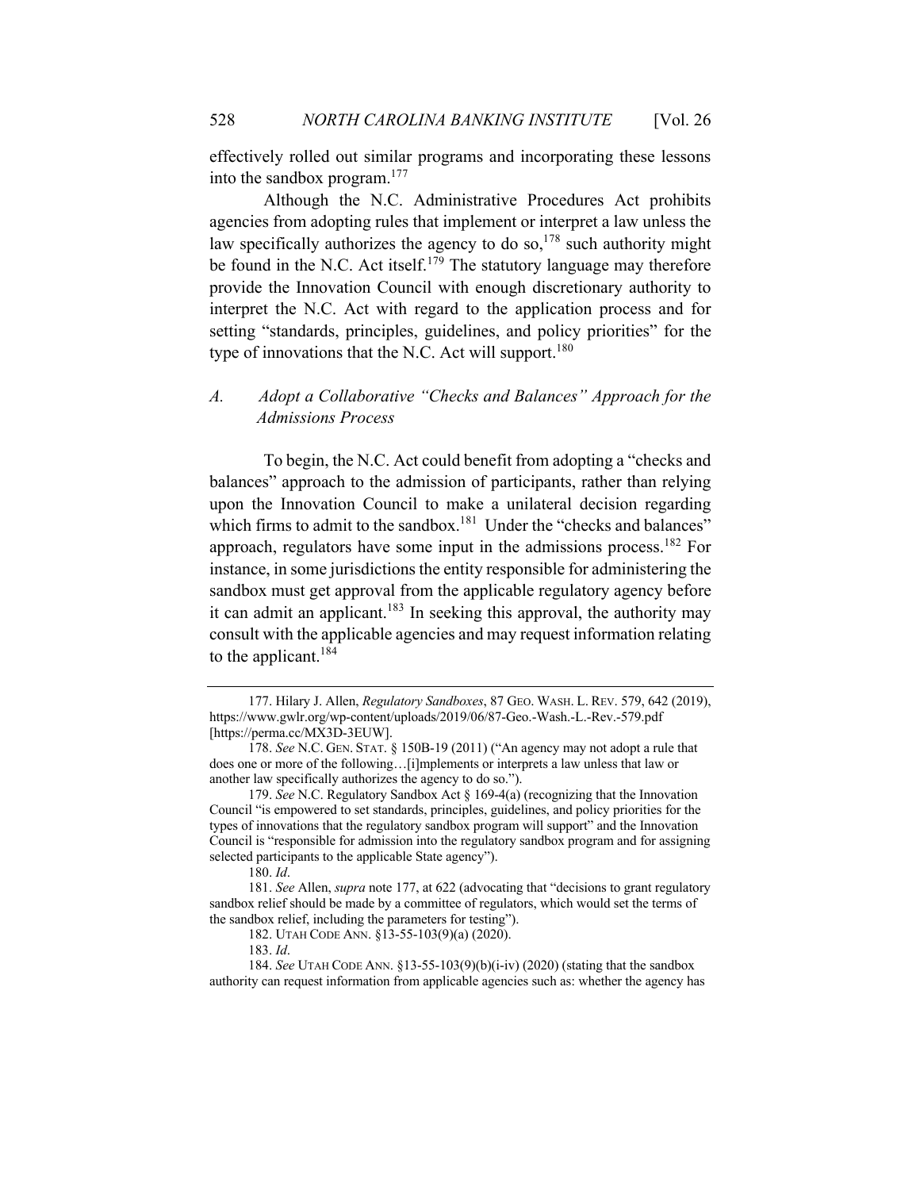effectively rolled out similar programs and incorporating these lessons into the sandbox program.[177]

Although the N.C. Administrative Procedures Act prohibits agencies from adopting rules that implement or interpret a law unless the law specifically authorizes the agency to do so,[178] such authority might be found in the N.C. Act itself.[179] The statutory language may therefore provide the Innovation Council with enough discretionary authority to interpret the N.C. Act with regard to the application process and for setting "standards, principles, guidelines, and policy priorities" for the type of innovations that the N.C. Act will support.[180]

### *A. Adopt a Collaborative "Checks and Balances" Approach for the Admissions Process*

To begin, the N.C. Act could benefit from adopting a "checks and balances" approach to the admission of participants, rather than relying upon the Innovation Council to make a unilateral decision regarding which firms to admit to the sandbox.[181] Under the "checks and balances" approach, regulators have some input in the admissions process.[182] For instance, in some jurisdictions the entity responsible for administering the sandbox must get approval from the applicable regulatory agency before it can admit an applicant.[183] In seeking this approval, the authority may consult with the applicable agencies and may request information relating to the applicant.[184]

---

177. Hilary J. Allen, *Regulatory Sandboxes*, 87 GEO. WASH. L. REV. 579, 642 (2019), https://www.gwlr.org/wp-content/uploads/2019/06/87-Geo.-Wash.-L.-Rev.-579.pdf [https://perma.cc/MX3D-3EUW].

178. *See* N.C. GEN. STAT. § 150B-19 (2011) ("An agency may not adopt a rule that does one or more of the following…[i]mplements or interprets a law unless that law or another law specifically authorizes the agency to do so.").

179. *See* N.C. Regulatory Sandbox Act § 169-4(a) (recognizing that the Innovation Council "is empowered to set standards, principles, guidelines, and policy priorities for the types of innovations that the regulatory sandbox program will support" and the Innovation Council is "responsible for admission into the regulatory sandbox program and for assigning selected participants to the applicable State agency").

180. *Id*.

181. *See* Allen, *supra* note 177, at 622 (advocating that "decisions to grant regulatory sandbox relief should be made by a committee of regulators, which would set the terms of the sandbox relief, including the parameters for testing").

182. UTAH CODE ANN. §13-55-103(9)(a) (2020).

183. *Id*.

184. *See* UTAH CODE ANN. §13-55-103(9)(b)(i-iv) (2020) (stating that the sandbox authority can request information from applicable agencies such as: whether the agency has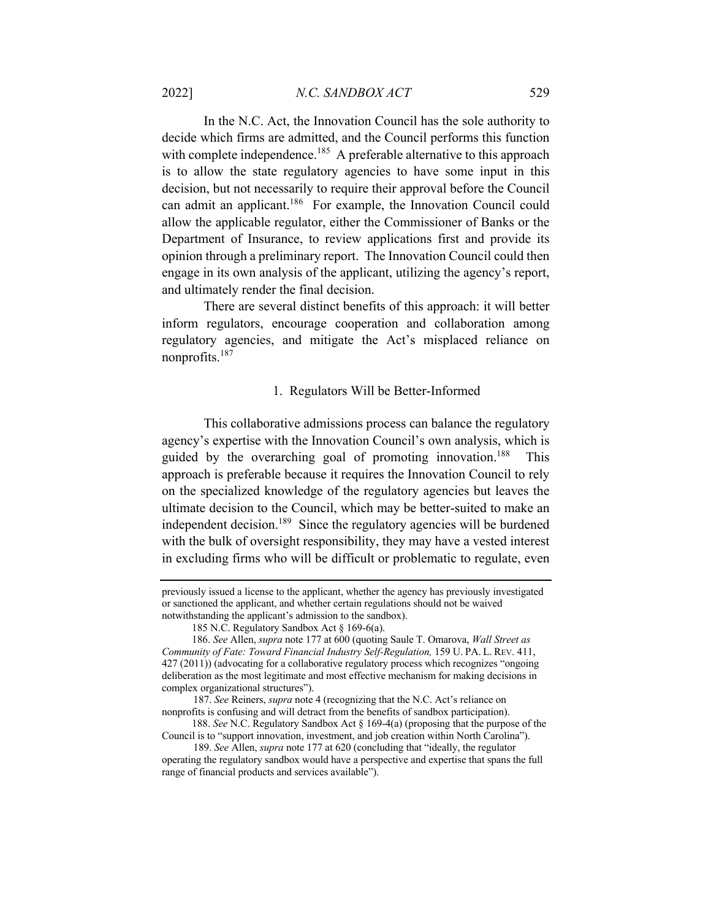In the N.C. Act, the Innovation Council has the sole authority to decide which firms are admitted, and the Council performs this function with complete independence.[185] A preferable alternative to this approach is to allow the state regulatory agencies to have some input in this decision, but not necessarily to require their approval before the Council can admit an applicant.[186] For example, the Innovation Council could allow the applicable regulator, either the Commissioner of Banks or the Department of Insurance, to review applications first and provide its opinion through a preliminary report. The Innovation Council could then engage in its own analysis of the applicant, utilizing the agency's report, and ultimately render the final decision.

There are several distinct benefits of this approach: it will better inform regulators, encourage cooperation and collaboration among regulatory agencies, and mitigate the Act's misplaced reliance on nonprofits.[187]

### 1. Regulators Will be Better-Informed

This collaborative admissions process can balance the regulatory agency's expertise with the Innovation Council's own analysis, which is guided by the overarching goal of promoting innovation.[188] This approach is preferable because it requires the Innovation Council to rely on the specialized knowledge of the regulatory agencies but leaves the ultimate decision to the Council, which may be better-suited to make an independent decision.[189] Since the regulatory agencies will be burdened with the bulk of oversight responsibility, they may have a vested interest in excluding firms who will be difficult or problematic to regulate, even

---

previously issued a license to the applicant, whether the agency has previously investigated or sanctioned the applicant, and whether certain regulations should not be waived notwithstanding the applicant's admission to the sandbox).

185 N.C. Regulatory Sandbox Act § 169-6(a).

186. *See* Allen, *supra* note 177 at 600 (quoting Saule T. Omarova, *Wall Street as Community of Fate: Toward Financial Industry Self-Regulation,* 159 U. PA. L. REV. 411, 427 (2011)) (advocating for a collaborative regulatory process which recognizes "ongoing deliberation as the most legitimate and most effective mechanism for making decisions in complex organizational structures").

187. *See* Reiners, *supra* note 4 (recognizing that the N.C. Act's reliance on nonprofits is confusing and will detract from the benefits of sandbox participation).

188. *See* N.C. Regulatory Sandbox Act § 169-4(a) (proposing that the purpose of the Council is to "support innovation, investment, and job creation within North Carolina").

189. *See* Allen, *supra* note 177 at 620 (concluding that "ideally, the regulator operating the regulatory sandbox would have a perspective and expertise that spans the full range of financial products and services available").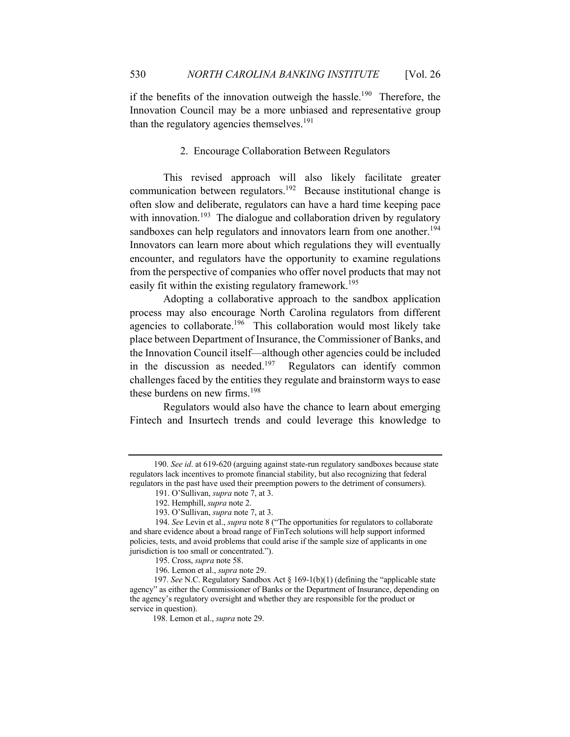if the benefits of the innovation outweigh the hassle.[190] Therefore, the Innovation Council may be a more unbiased and representative group than the regulatory agencies themselves.[191]

### 2. Encourage Collaboration Between Regulators

This revised approach will also likely facilitate greater communication between regulators.[192] Because institutional change is often slow and deliberate, regulators can have a hard time keeping pace with innovation.[193] The dialogue and collaboration driven by regulatory sandboxes can help regulators and innovators learn from one another.[194] Innovators can learn more about which regulations they will eventually encounter, and regulators have the opportunity to examine regulations from the perspective of companies who offer novel products that may not easily fit within the existing regulatory framework.[195]

Adopting a collaborative approach to the sandbox application process may also encourage North Carolina regulators from different agencies to collaborate.[196] This collaboration would most likely take place between Department of Insurance, the Commissioner of Banks, and the Innovation Council itself—although other agencies could be included in the discussion as needed.[197] Regulators can identify common challenges faced by the entities they regulate and brainstorm ways to ease these burdens on new firms.[198]

Regulators would also have the chance to learn about emerging Fintech and Insurtech trends and could leverage this knowledge to

---

190. *See id*. at 619-620 (arguing against state-run regulatory sandboxes because state regulators lack incentives to promote financial stability, but also recognizing that federal regulators in the past have used their preemption powers to the detriment of consumers).

191. O'Sullivan, *supra* note 7, at 3.

192. Hemphill, *supra* note 2.

193. O'Sullivan, *supra* note 7, at 3.

194. *See* Levin et al., *supra* note 8 ("The opportunities for regulators to collaborate and share evidence about a broad range of FinTech solutions will help support informed policies, tests, and avoid problems that could arise if the sample size of applicants in one jurisdiction is too small or concentrated.").

195. Cross, *supra* note 58.

196. Lemon et al., *supra* note 29.

197. *See* N.C. Regulatory Sandbox Act § 169-1(b)(1) (defining the "applicable state agency" as either the Commissioner of Banks or the Department of Insurance, depending on the agency's regulatory oversight and whether they are responsible for the product or service in question).

198. Lemon et al., *supra* note 29.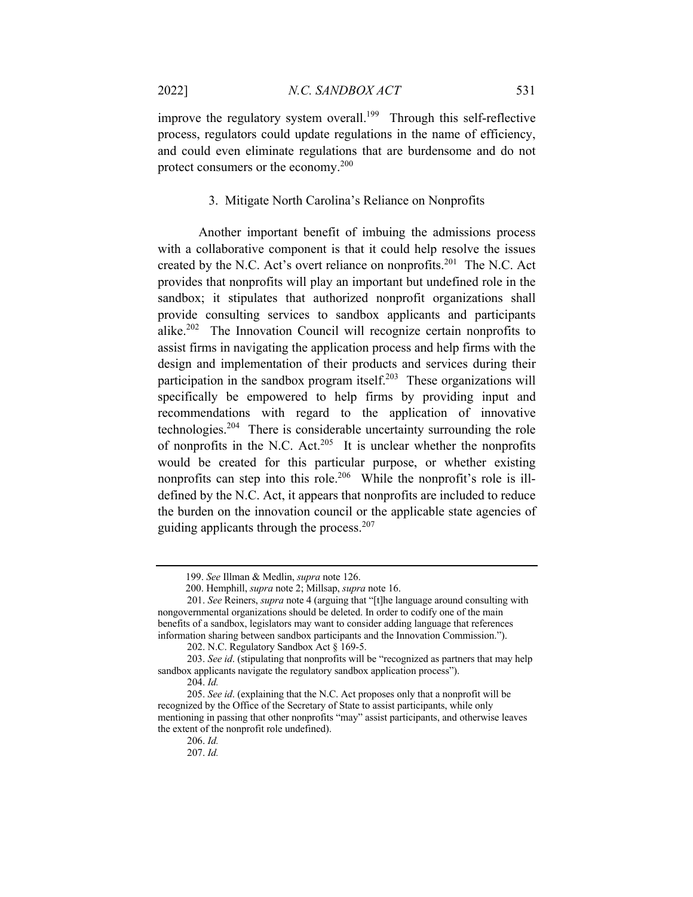improve the regulatory system overall.[199] Through this self-reflective process, regulators could update regulations in the name of efficiency, and could even eliminate regulations that are burdensome and do not protect consumers or the economy.[200]

### 3. Mitigate North Carolina's Reliance on Nonprofits

Another important benefit of imbuing the admissions process with a collaborative component is that it could help resolve the issues created by the N.C. Act's overt reliance on nonprofits.[201] The N.C. Act provides that nonprofits will play an important but undefined role in the sandbox; it stipulates that authorized nonprofit organizations shall provide consulting services to sandbox applicants and participants alike.[202] The Innovation Council will recognize certain nonprofits to assist firms in navigating the application process and help firms with the design and implementation of their products and services during their participation in the sandbox program itself.[203] These organizations will specifically be empowered to help firms by providing input and recommendations with regard to the application of innovative technologies.[204] There is considerable uncertainty surrounding the role of nonprofits in the N.C. Act.[205] It is unclear whether the nonprofits would be created for this particular purpose, or whether existing nonprofits can step into this role.[206] While the nonprofit's role is ill-defined by the N.C. Act, it appears that nonprofits are included to reduce the burden on the innovation council or the applicable state agencies of guiding applicants through the process.[207]

---

199. *See* Illman & Medlin, *supra* note 126.

200. Hemphill, *supra* note 2; Millsap, *supra* note 16.

201. *See* Reiners, *supra* note 4 (arguing that "[t]he language around consulting with nongovernmental organizations should be deleted. In order to codify one of the main benefits of a sandbox, legislators may want to consider adding language that references information sharing between sandbox participants and the Innovation Commission.").

202. N.C. Regulatory Sandbox Act § 169-5.

203. *See id*. (stipulating that nonprofits will be "recognized as partners that may help sandbox applicants navigate the regulatory sandbox application process").

204. *Id.*

205. *See id*. (explaining that the N.C. Act proposes only that a nonprofit will be recognized by the Office of the Secretary of State to assist participants, while only mentioning in passing that other nonprofits "may" assist participants, and otherwise leaves the extent of the nonprofit role undefined).

206. *Id.*

207. *Id.*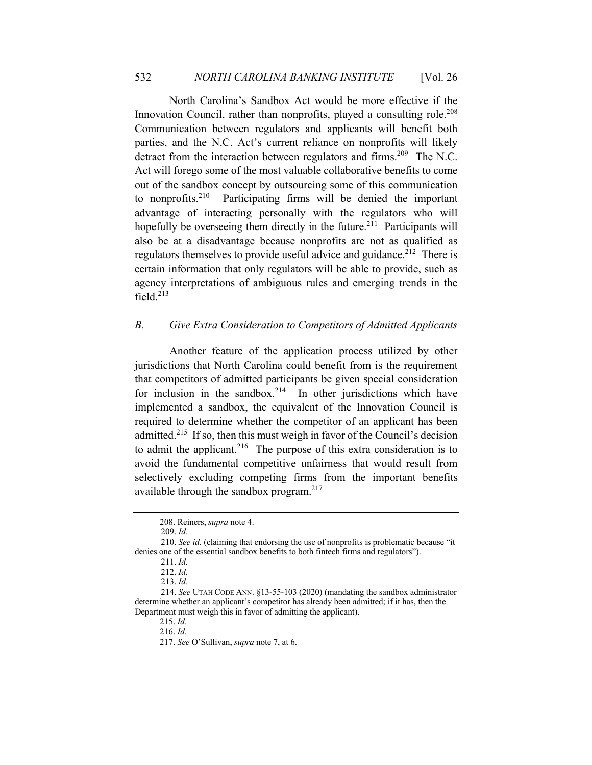North Carolina's Sandbox Act would be more effective if the Innovation Council, rather than nonprofits, played a consulting role.[208] Communication between regulators and applicants will benefit both parties, and the N.C. Act's current reliance on nonprofits will likely detract from the interaction between regulators and firms.[209] The N.C. Act will forego some of the most valuable collaborative benefits to come out of the sandbox concept by outsourcing some of this communication to nonprofits.[210] Participating firms will be denied the important advantage of interacting personally with the regulators who will hopefully be overseeing them directly in the future.[211] Participants will also be at a disadvantage because nonprofits are not as qualified as regulators themselves to provide useful advice and guidance.[212] There is certain information that only regulators will be able to provide, such as agency interpretations of ambiguous rules and emerging trends in the field.[213]

### *B. Give Extra Consideration to Competitors of Admitted Applicants*

Another feature of the application process utilized by other jurisdictions that North Carolina could benefit from is the requirement that competitors of admitted participants be given special consideration for inclusion in the sandbox.[214] In other jurisdictions which have implemented a sandbox, the equivalent of the Innovation Council is required to determine whether the competitor of an applicant has been admitted.[215] If so, then this must weigh in favor of the Council's decision to admit the applicant.[216] The purpose of this extra consideration is to avoid the fundamental competitive unfairness that would result from selectively excluding competing firms from the important benefits available through the sandbox program.[217]

---

208. Reiners, *supra* note 4.

209. *Id.*

210. *See id*. (claiming that endorsing the use of nonprofits is problematic because "it denies one of the essential sandbox benefits to both fintech firms and regulators").

211. *Id.*

212. *Id.*

213. *Id.*

214. *See* UTAH CODE ANN. §13-55-103 (2020) (mandating the sandbox administrator determine whether an applicant's competitor has already been admitted; if it has, then the Department must weigh this in favor of admitting the applicant).

215. *Id.*

216. *Id.*

217. *See* O'Sullivan, *supra* note 7, at 6.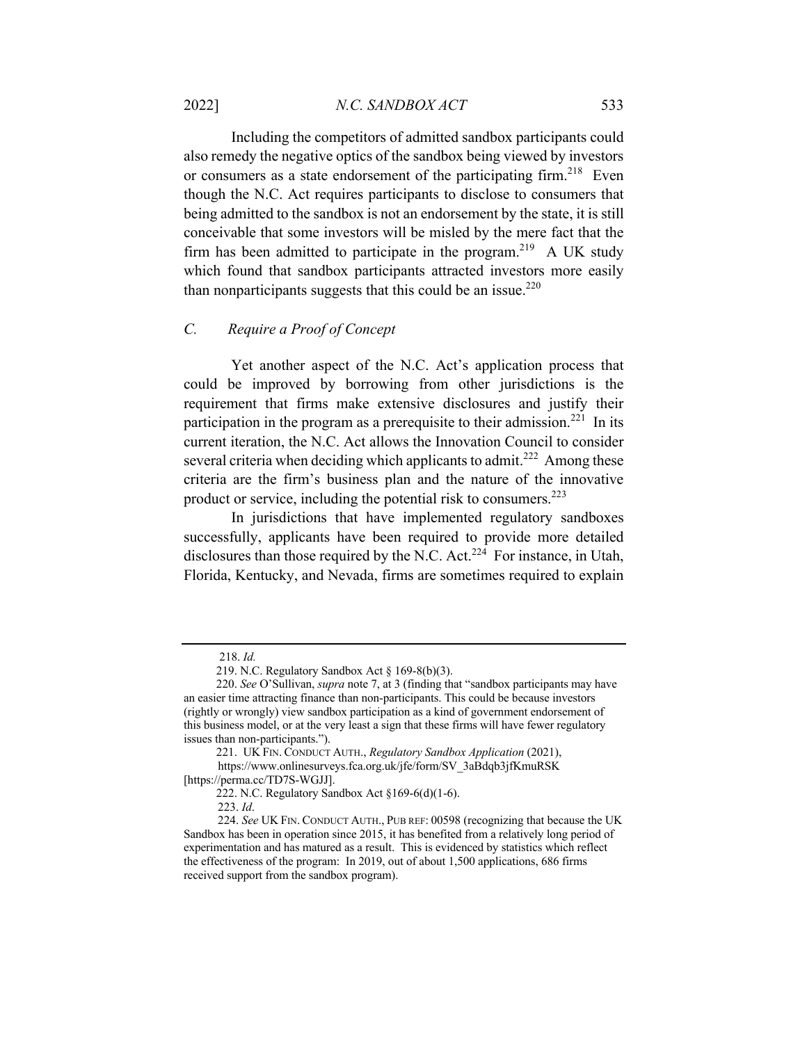Including the competitors of admitted sandbox participants could also remedy the negative optics of the sandbox being viewed by investors or consumers as a state endorsement of the participating firm.[218] Even though the N.C. Act requires participants to disclose to consumers that being admitted to the sandbox is not an endorsement by the state, it is still conceivable that some investors will be misled by the mere fact that the firm has been admitted to participate in the program.[219] A UK study which found that sandbox participants attracted investors more easily than nonparticipants suggests that this could be an issue.[220]

### C. *Require a Proof of Concept*

Yet another aspect of the N.C. Act's application process that could be improved by borrowing from other jurisdictions is the requirement that firms make extensive disclosures and justify their participation in the program as a prerequisite to their admission.[221] In its current iteration, the N.C. Act allows the Innovation Council to consider several criteria when deciding which applicants to admit.[222] Among these criteria are the firm's business plan and the nature of the innovative product or service, including the potential risk to consumers.[223]

In jurisdictions that have implemented regulatory sandboxes successfully, applicants have been required to provide more detailed disclosures than those required by the N.C. Act.[224] For instance, in Utah, Florida, Kentucky, and Nevada, firms are sometimes required to explain

---

218. *Id.*

219. N.C. Regulatory Sandbox Act § 169-8(b)(3).

220. *See* O'Sullivan, *supra* note 7, at 3 (finding that "sandbox participants may have an easier time attracting finance than non-participants. This could be because investors (rightly or wrongly) view sandbox participation as a kind of government endorsement of this business model, or at the very least a sign that these firms will have fewer regulatory issues than non-participants.").

221. UK FIN. CONDUCT AUTH., *Regulatory Sandbox Application* (2021), https://www.onlinesurveys.fca.org.uk/jfe/form/SV_3aBdqb3jfKmuRSK [https://perma.cc/TD7S-WGJJ].

222. N.C. Regulatory Sandbox Act §169-6(d)(1-6).

223. *Id*.

224. *See* UK FIN. CONDUCT AUTH., PUB REF: 00598 (recognizing that because the UK Sandbox has been in operation since 2015, it has benefited from a relatively long period of experimentation and has matured as a result. This is evidenced by statistics which reflect the effectiveness of the program: In 2019, out of about 1,500 applications, 686 firms received support from the sandbox program).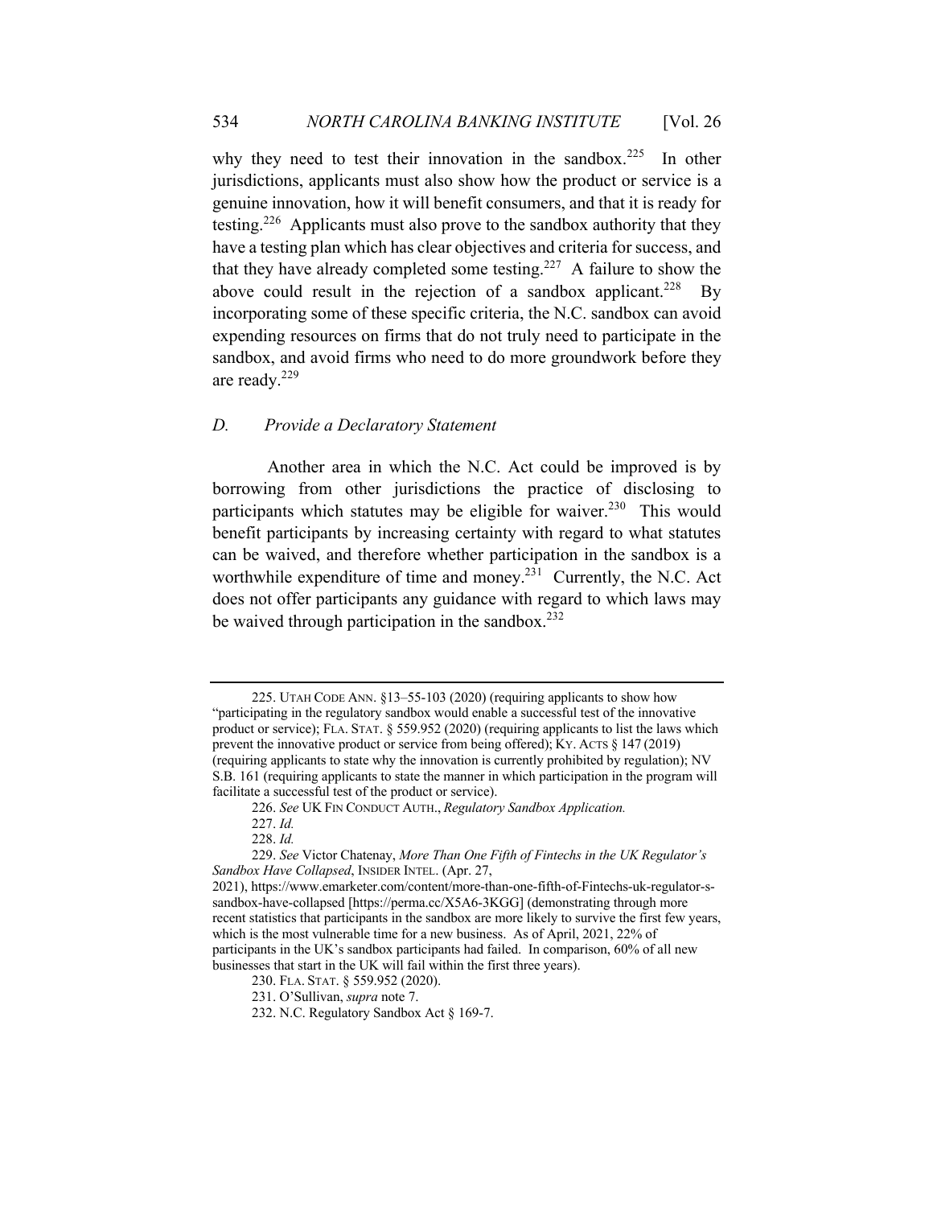why they need to test their innovation in the sandbox.[225] In other jurisdictions, applicants must also show how the product or service is a genuine innovation, how it will benefit consumers, and that it is ready for testing.[226] Applicants must also prove to the sandbox authority that they have a testing plan which has clear objectives and criteria for success, and that they have already completed some testing.[227] A failure to show the above could result in the rejection of a sandbox applicant.[228] By incorporating some of these specific criteria, the N.C. sandbox can avoid expending resources on firms that do not truly need to participate in the sandbox, and avoid firms who need to do more groundwork before they are ready.[229]

### *D. Provide a Declaratory Statement*

Another area in which the N.C. Act could be improved is by borrowing from other jurisdictions the practice of disclosing to participants which statutes may be eligible for waiver.[230] This would benefit participants by increasing certainty with regard to what statutes can be waived, and therefore whether participation in the sandbox is a worthwhile expenditure of time and money.[231] Currently, the N.C. Act does not offer participants any guidance with regard to which laws may be waived through participation in the sandbox.[232]

---

225. UTAH CODE ANN. §13–55-103 (2020) (requiring applicants to show how "participating in the regulatory sandbox would enable a successful test of the innovative product or service); FLA. STAT. § 559.952 (2020) (requiring applicants to list the laws which prevent the innovative product or service from being offered); KY. ACTS § 147 (2019) (requiring applicants to state why the innovation is currently prohibited by regulation); NV S.B. 161 (requiring applicants to state the manner in which participation in the program will facilitate a successful test of the product or service).

226. *See* UK FIN CONDUCT AUTH., *Regulatory Sandbox Application.*

227. *Id.*

228. *Id.*

229. *See* Victor Chatenay, *More Than One Fifth of Fintechs in the UK Regulator's Sandbox Have Collapsed*, INSIDER INTEL. (Apr. 27, 2021), https://www.emarketer.com/content/more-than-one-fifth-of-Fintechs-uk-regulator-s-sandbox-have-collapsed [https://perma.cc/X5A6-3KGG] (demonstrating through more recent statistics that participants in the sandbox are more likely to survive the first few years, which is the most vulnerable time for a new business. As of April, 2021, 22% of participants in the UK's sandbox participants had failed. In comparison, 60% of all new businesses that start in the UK will fail within the first three years).

230. FLA. STAT. § 559.952 (2020).

231. O'Sullivan, *supra* note 7.

232. N.C. Regulatory Sandbox Act § 169-7.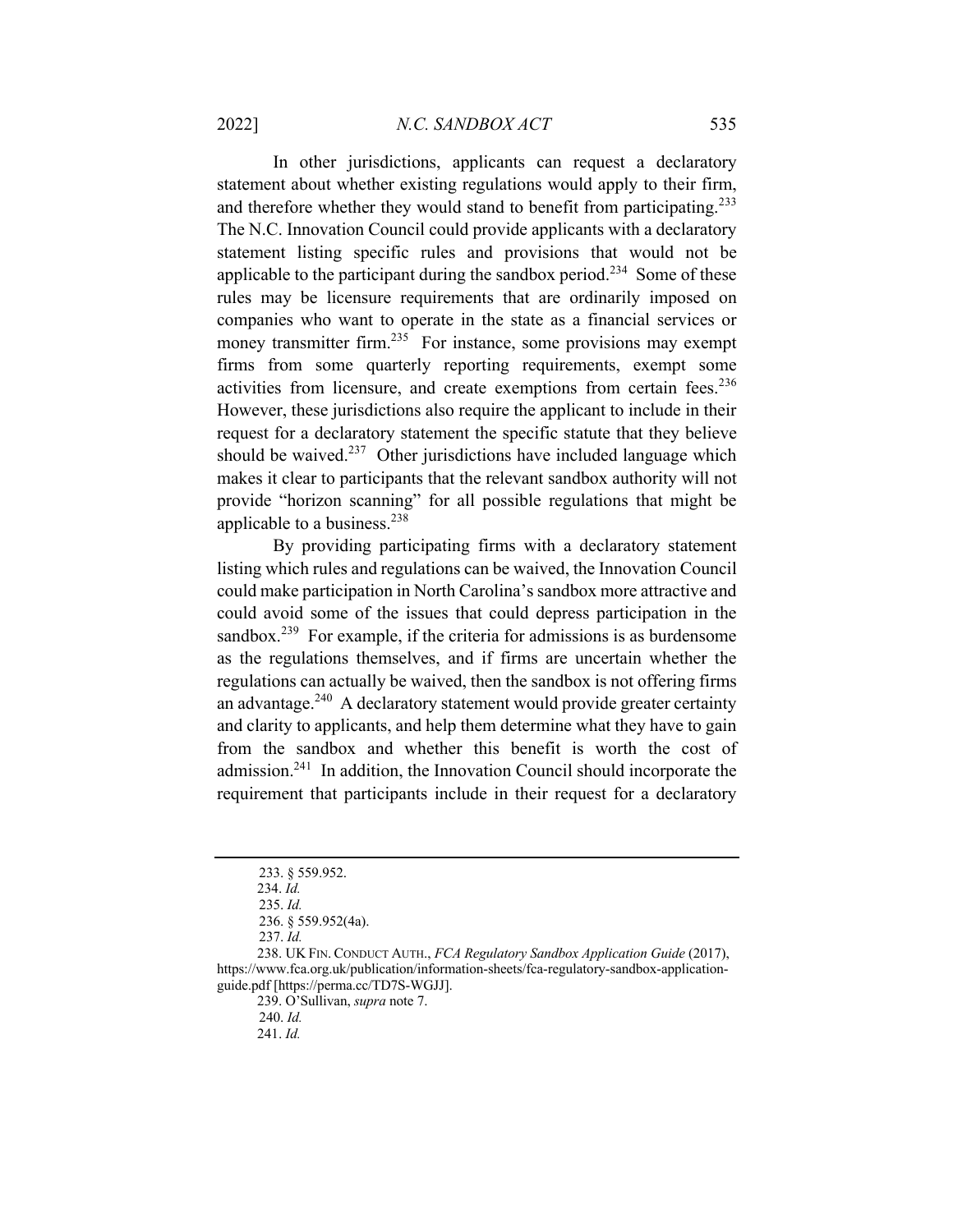In other jurisdictions, applicants can request a declaratory statement about whether existing regulations would apply to their firm, and therefore whether they would stand to benefit from participating.[233] The N.C. Innovation Council could provide applicants with a declaratory statement listing specific rules and provisions that would not be applicable to the participant during the sandbox period.[234] Some of these rules may be licensure requirements that are ordinarily imposed on companies who want to operate in the state as a financial services or money transmitter firm.[235] For instance, some provisions may exempt firms from some quarterly reporting requirements, exempt some activities from licensure, and create exemptions from certain fees.[236] However, these jurisdictions also require the applicant to include in their request for a declaratory statement the specific statute that they believe should be waived.[237] Other jurisdictions have included language which makes it clear to participants that the relevant sandbox authority will not provide "horizon scanning" for all possible regulations that might be applicable to a business.[238]

By providing participating firms with a declaratory statement listing which rules and regulations can be waived, the Innovation Council could make participation in North Carolina's sandbox more attractive and could avoid some of the issues that could depress participation in the sandbox.[239] For example, if the criteria for admissions is as burdensome as the regulations themselves, and if firms are uncertain whether the regulations can actually be waived, then the sandbox is not offering firms an advantage.[240] A declaratory statement would provide greater certainty and clarity to applicants, and help them determine what they have to gain from the sandbox and whether this benefit is worth the cost of admission.[241] In addition, the Innovation Council should incorporate the requirement that participants include in their request for a declaratory

---

233. § 559.952.

234. *Id.*

235. *Id.*

236. § 559.952(4a).

237. *Id.*

238. UK FIN. CONDUCT AUTH., *FCA Regulatory Sandbox Application Guide* (2017), https://www.fca.org.uk/publication/information-sheets/fca-regulatory-sandbox-application-guide.pdf [https://perma.cc/TD7S-WGJJ].

239. O'Sullivan, *supra* note 7.

240. *Id.*

241. *Id.*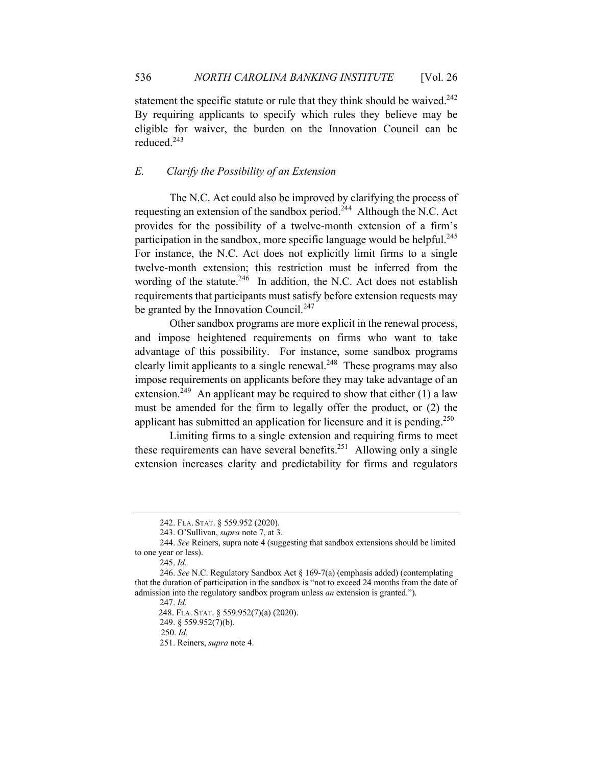statement the specific statute or rule that they think should be waived.[242] By requiring applicants to specify which rules they believe may be eligible for waiver, the burden on the Innovation Council can be reduced.[243]

### *E. Clarify the Possibility of an Extension*

The N.C. Act could also be improved by clarifying the process of requesting an extension of the sandbox period.[244] Although the N.C. Act provides for the possibility of a twelve-month extension of a firm's participation in the sandbox, more specific language would be helpful.[245] For instance, the N.C. Act does not explicitly limit firms to a single twelve-month extension; this restriction must be inferred from the wording of the statute.[246] In addition, the N.C. Act does not establish requirements that participants must satisfy before extension requests may be granted by the Innovation Council.[247]

Other sandbox programs are more explicit in the renewal process, and impose heightened requirements on firms who want to take advantage of this possibility. For instance, some sandbox programs clearly limit applicants to a single renewal.[248] These programs may also impose requirements on applicants before they may take advantage of an extension.[249] An applicant may be required to show that either (1) a law must be amended for the firm to legally offer the product, or (2) the applicant has submitted an application for licensure and it is pending.[250]

Limiting firms to a single extension and requiring firms to meet these requirements can have several benefits.[251] Allowing only a single extension increases clarity and predictability for firms and regulators

---

242. FLA. STAT. § 559.952 (2020).

243. O'Sullivan, *supra* note 7, at 3.

244. *See* Reiners, supra note 4 (suggesting that sandbox extensions should be limited to one year or less).

245. *Id*.

246. *See* N.C. Regulatory Sandbox Act § 169-7(a) (emphasis added) (contemplating that the duration of participation in the sandbox is "not to exceed 24 months from the date of admission into the regulatory sandbox program unless *an* extension is granted.").

247. *Id*.

248. FLA. STAT. § 559.952(7)(a) (2020).

249. § 559.952(7)(b).

250. *Id.*

251. Reiners, *supra* note 4.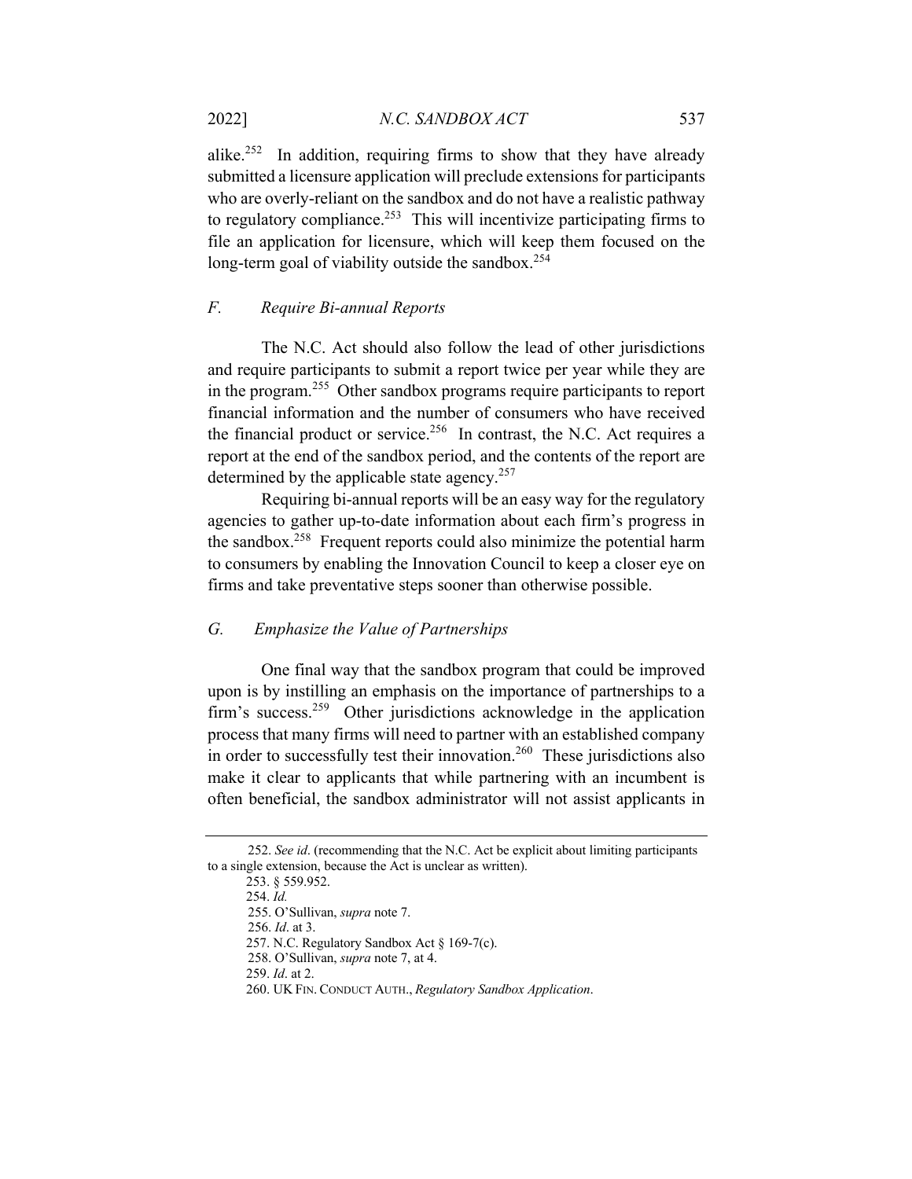alike.[252] In addition, requiring firms to show that they have already submitted a licensure application will preclude extensions for participants who are overly-reliant on the sandbox and do not have a realistic pathway to regulatory compliance.[253] This will incentivize participating firms to file an application for licensure, which will keep them focused on the long-term goal of viability outside the sandbox.[254]

### *F. Require Bi-annual Reports*

The N.C. Act should also follow the lead of other jurisdictions and require participants to submit a report twice per year while they are in the program.[255] Other sandbox programs require participants to report financial information and the number of consumers who have received the financial product or service.[256] In contrast, the N.C. Act requires a report at the end of the sandbox period, and the contents of the report are determined by the applicable state agency.[257]

Requiring bi-annual reports will be an easy way for the regulatory agencies to gather up-to-date information about each firm's progress in the sandbox.[258] Frequent reports could also minimize the potential harm to consumers by enabling the Innovation Council to keep a closer eye on firms and take preventative steps sooner than otherwise possible.

### *G. Emphasize the Value of Partnerships*

One final way that the sandbox program that could be improved upon is by instilling an emphasis on the importance of partnerships to a firm's success.[259] Other jurisdictions acknowledge in the application process that many firms will need to partner with an established company in order to successfully test their innovation.[260] These jurisdictions also make it clear to applicants that while partnering with an incumbent is often beneficial, the sandbox administrator will not assist applicants in

---

252. *See id*. (recommending that the N.C. Act be explicit about limiting participants to a single extension, because the Act is unclear as written).

253. § 559.952.

254. *Id.*

255. O'Sullivan, *supra* note 7.

256. *Id*. at 3.

257. N.C. Regulatory Sandbox Act § 169-7(c).

258. O'Sullivan, *supra* note 7, at 4.

259. *Id*. at 2.

260. UK FIN. CONDUCT AUTH., *Regulatory Sandbox Application*.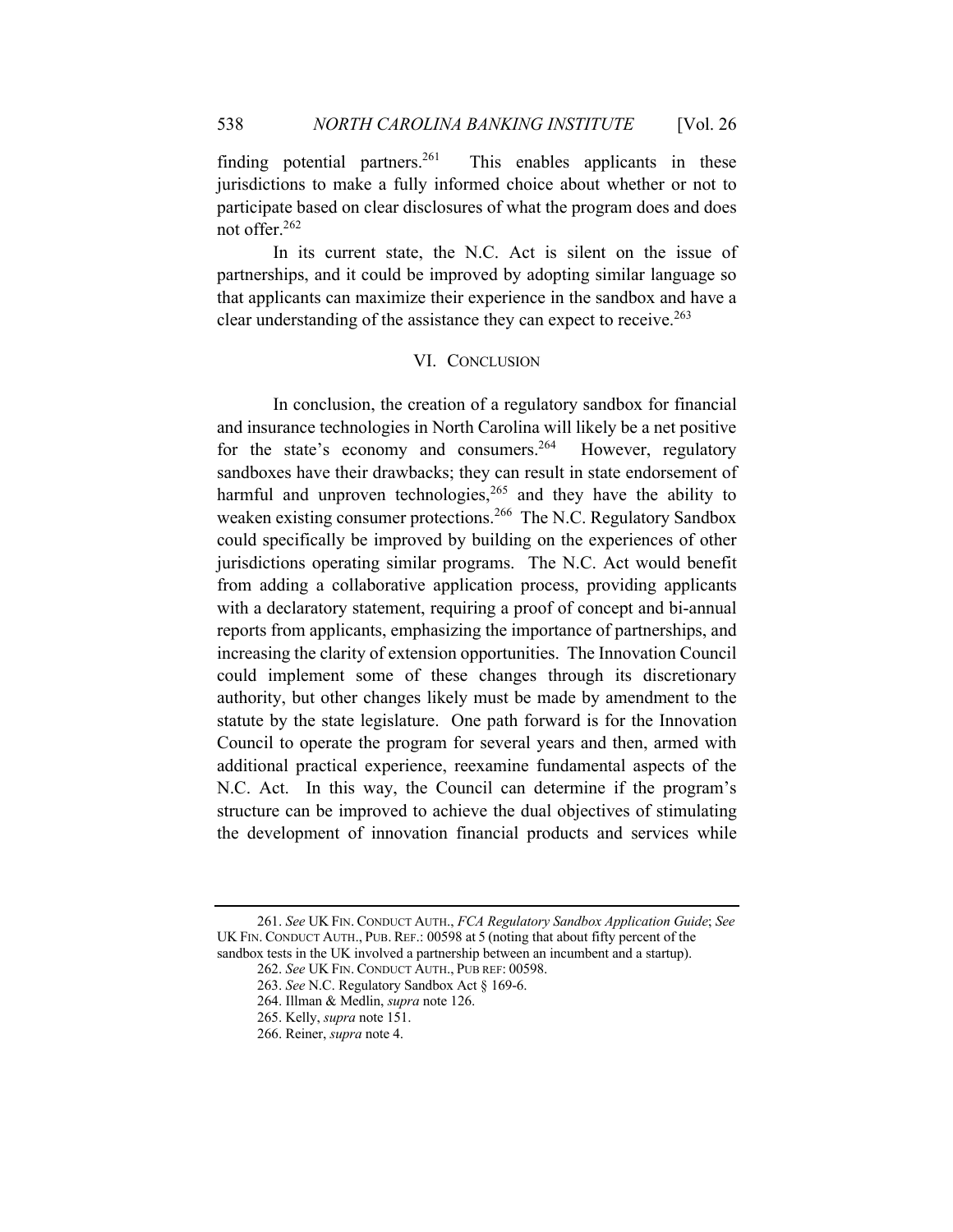finding potential partners.[261] This enables applicants in these jurisdictions to make a fully informed choice about whether or not to participate based on clear disclosures of what the program does and does not offer.[262]

In its current state, the N.C. Act is silent on the issue of partnerships, and it could be improved by adopting similar language so that applicants can maximize their experience in the sandbox and have a clear understanding of the assistance they can expect to receive.[263]

## VI. CONCLUSION

In conclusion, the creation of a regulatory sandbox for financial and insurance technologies in North Carolina will likely be a net positive for the state's economy and consumers.[264] However, regulatory sandboxes have their drawbacks; they can result in state endorsement of harmful and unproven technologies,[265] and they have the ability to weaken existing consumer protections.[266] The N.C. Regulatory Sandbox could specifically be improved by building on the experiences of other jurisdictions operating similar programs. The N.C. Act would benefit from adding a collaborative application process, providing applicants with a declaratory statement, requiring a proof of concept and bi-annual reports from applicants, emphasizing the importance of partnerships, and increasing the clarity of extension opportunities. The Innovation Council could implement some of these changes through its discretionary authority, but other changes likely must be made by amendment to the statute by the state legislature. One path forward is for the Innovation Council to operate the program for several years and then, armed with additional practical experience, reexamine fundamental aspects of the N.C. Act. In this way, the Council can determine if the program's structure can be improved to achieve the dual objectives of stimulating the development of innovation financial products and services while

---

261. *See* UK FIN. CONDUCT AUTH., *FCA Regulatory Sandbox Application Guide*; *See* UK FIN. CONDUCT AUTH., PUB. REF.: 00598 at 5 (noting that about fifty percent of the sandbox tests in the UK involved a partnership between an incumbent and a startup).

262. *See* UK FIN. CONDUCT AUTH., PUB REF: 00598.

263. *See* N.C. Regulatory Sandbox Act § 169-6.

264. Illman & Medlin, *supra* note 126.

265. Kelly, *supra* note 151.

266. Reiner, *supra* note 4.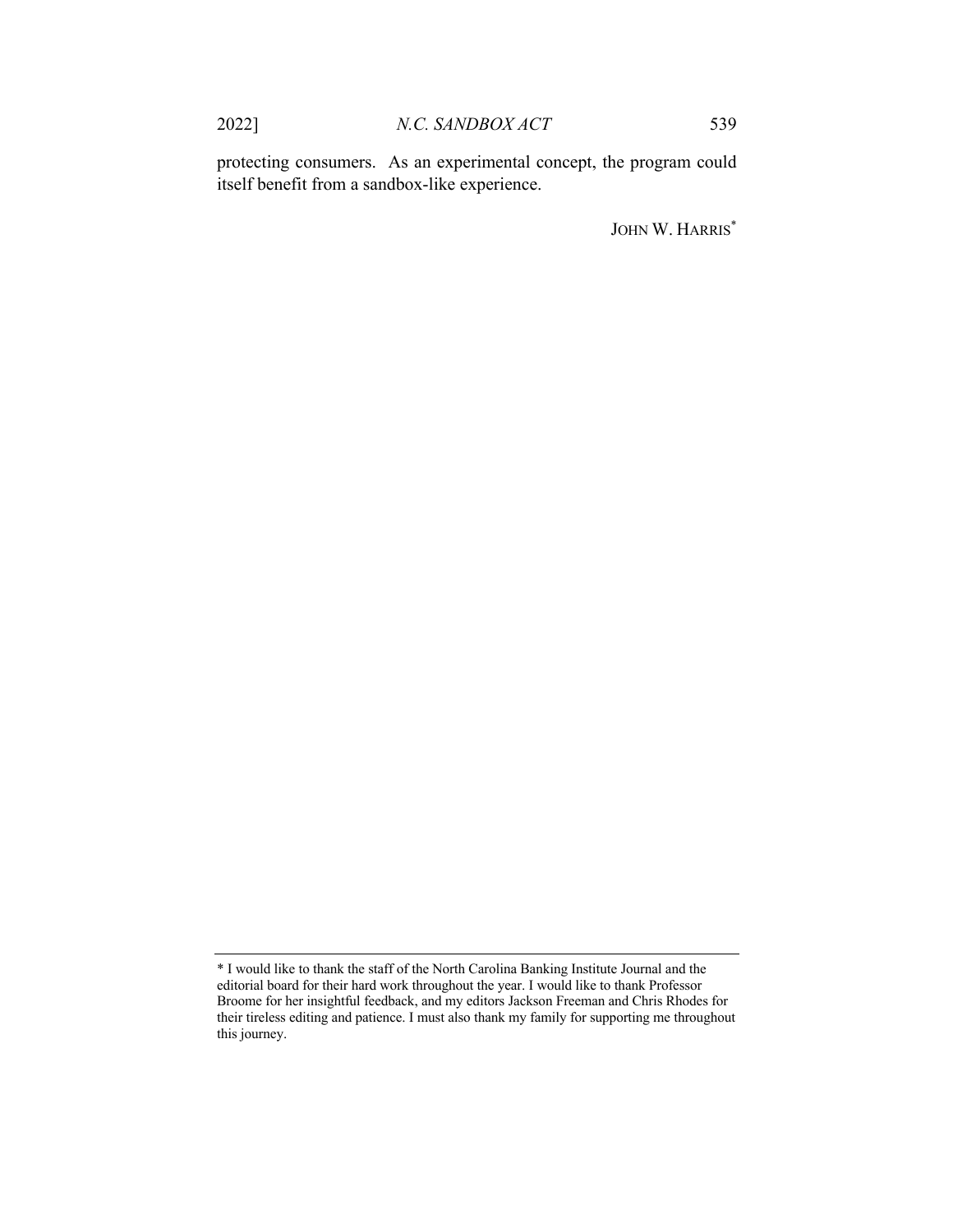protecting consumers. As an experimental concept, the program could itself benefit from a sandbox-like experience.

JOHN W. HARRIS*

* I would like to thank the staff of the North Carolina Banking Institute Journal and the editorial board for their hard work throughout the year. I would like to thank Professor Broome for her insightful feedback, and my editors Jackson Freeman and Chris Rhodes for their tireless editing and patience. I must also thank my family for supporting me throughout this journey.